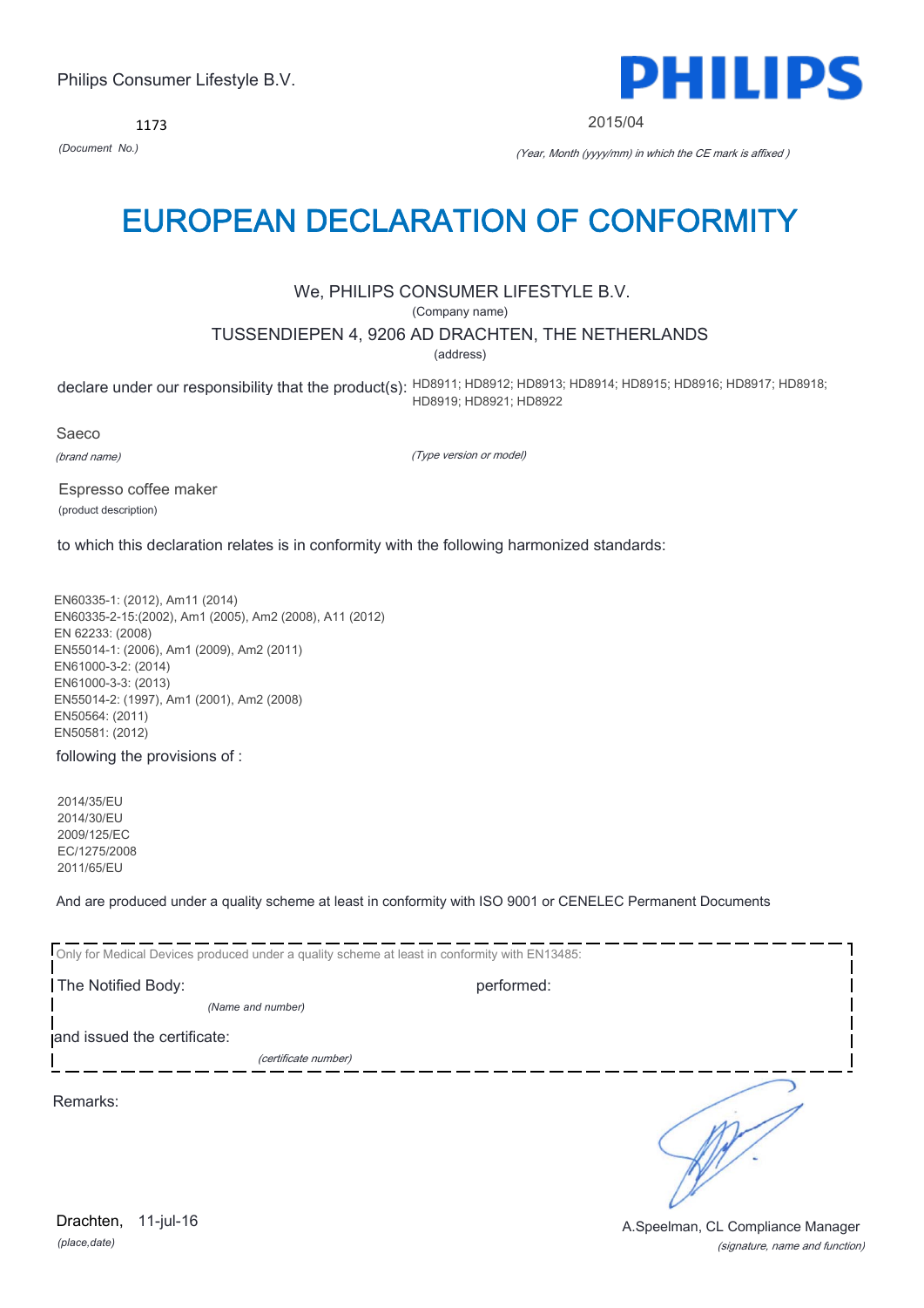Philips Consumer Lifestyle B.V.

PHILIPS

1173

*(Document No.)*

2015/04

*(Year, Month (yyyy/mm) in which the CE mark is affixed )*

# EUROPEAN DECLARATION OF CONFORMITY

We, PHILIPS CONSUMER LIFESTYLE B.V.

(Company name)

TUSSENDIEPEN 4, 9206 AD DRACHTEN, THE NETHERLANDS

(address)

declare under our responsibility that the product(s): HD8911; HD8912; HD8913; HD8914; HD8915; HD8916; HD8917; HD8918; HD8919; HD8921; HD8922

Saeco

*(brand name)*

*(Type version or model)*

Espresso coffee maker

(product description)

to which this declaration relates is in conformity with the following harmonized standards:

EN60335-1: (2012), Am11 (2014)
EN60335-2-15:(2002), Am1 (2005), Am2 (2008), A11 (2012)
EN 62233: (2008)
EN55014-1: (2006), Am1 (2009), Am2 (2011)
EN61000-3-2: (2014)
EN61000-3-3: (2013)
EN55014-2: (1997), Am1 (2001), Am2 (2008)
EN50564: (2011)
EN50581: (2012)

following the provisions of :

2014/35/EU
2014/30/EU
2009/125/EC
EC/1275/2008
2011/65/EU

And are produced under a quality scheme at least in conformity with ISO 9001 or CENELEC Permanent Documents

Only for Medical Devices produced under a quality scheme at least in conformity with EN13485:

The Notified Body: performed:

*(Name and number)*

and issued the certificate:

*(certificate number)*

Remarks:

Drachten, 11-jul-16

*(place,date)*

A.Speelman, CL Compliance Manager

*(signature, name and function)*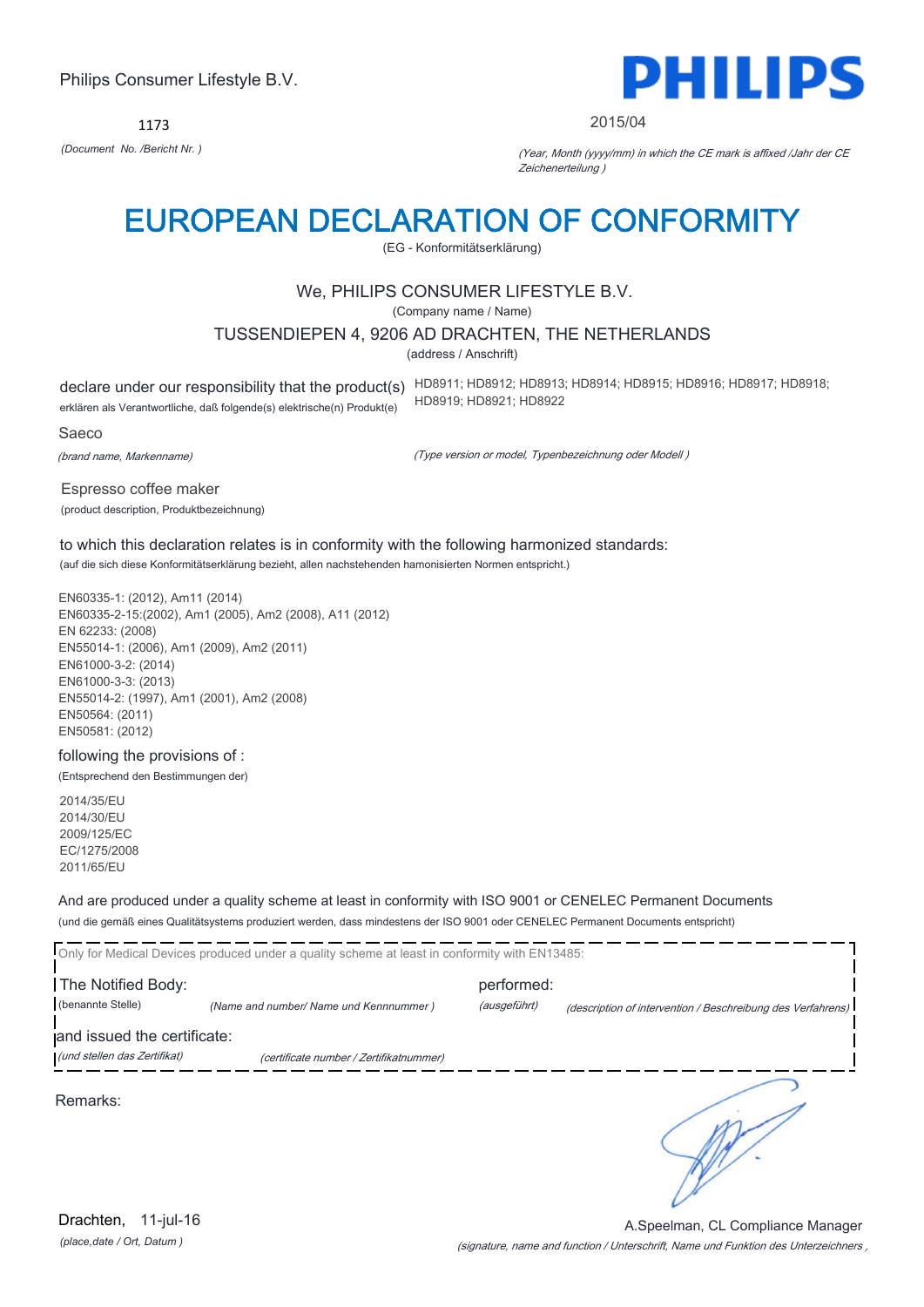Philips Consumer Lifestyle B.V.

PHILIPS

1173

*(Document No. /Bericht Nr. )*

2015/04

*(Year, Month (yyyy/mm) in which the CE mark is affixed /Jahr der CE Zeichenerteilung )*

# EUROPEAN DECLARATION OF CONFORMITY

(EG - Konformitätserklärung)

We, PHILIPS CONSUMER LIFESTYLE B.V.

(Company name / Name)

TUSSENDIEPEN 4, 9206 AD DRACHTEN, THE NETHERLANDS

(address / Anschrift)

declare under our responsibility that the product(s) HD8911; HD8912; HD8913; HD8914; HD8915; HD8916; HD8917; HD8918; HD8919; HD8921; HD8922

erklären als Verantwortliche, daß folgende(s) elektrische(n) Produkt(e)

Saeco

*(brand name, Markenname)*

*(Type version or model, Typenbezeichnung oder Modell )*

Espresso coffee maker

(product description, Produktbezeichnung)

to which this declaration relates is in conformity with the following harmonized standards:

(auf die sich diese Konformitätserklärung bezieht, allen nachstehenden hamonisierten Normen entspricht.)

EN60335-1: (2012), Am11 (2014)
EN60335-2-15:(2002), Am1 (2005), Am2 (2008), A11 (2012)
EN 62233: (2008)
EN55014-1: (2006), Am1 (2009), Am2 (2011)
EN61000-3-2: (2014)
EN61000-3-3: (2013)
EN55014-2: (1997), Am1 (2001), Am2 (2008)
EN50564: (2011)
EN50581: (2012)

following the provisions of :

(Entsprechend den Bestimmungen der)

2014/35/EU
2014/30/EU
2009/125/EC
EC/1275/2008
2011/65/EU

And are produced under a quality scheme at least in conformity with ISO 9001 or CENELEC Permanent Documents

(und die gemäß eines Qualitätsystems produziert werden, dass mindestens der ISO 9001 oder CENELEC Permanent Documents entspricht)

Only for Medical Devices produced under a quality scheme at least in conformity with EN13485:

The Notified Body: performed:

(benannte Stelle) *(Name and number/ Name und Kennnummer )* *(ausgeführt)* *(description of intervention / Beschreibung des Verfahrens)*

and issued the certificate:

*(und stellen das Zertifikat)* *(certificate number / Zertifikatnummer)*

Remarks:

Drachten, 11-jul-16

*(place,date / Ort, Datum )*

A.Speelman, CL Compliance Manager

*(signature, name and function / Unterschrift, Name und Funktion des Unterzeichners ,*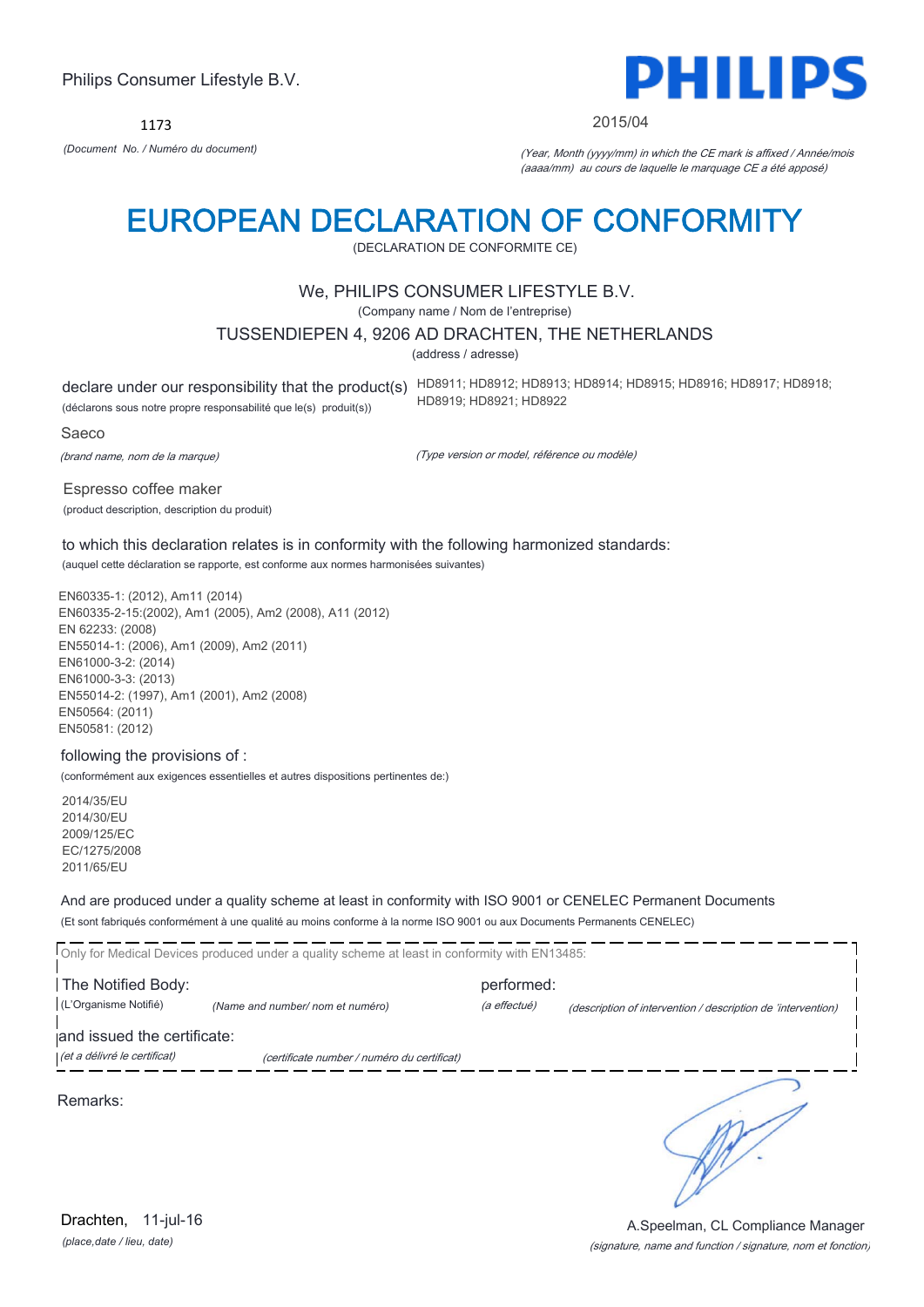Philips Consumer Lifestyle B.V.

**PHILIPS**

1173

*(Document No. / Numéro du document)*

2015/04

*(Year, Month (yyyy/mm) in which the CE mark is affixed / Année/mois (aaaa/mm) au cours de laquelle le marquage CE a été apposé)*

# EUROPEAN DECLARATION OF CONFORMITY

(DECLARATION DE CONFORMITE CE)

We, PHILIPS CONSUMER LIFESTYLE B.V.

(Company name / Nom de l'entreprise)

TUSSENDIEPEN 4, 9206 AD DRACHTEN, THE NETHERLANDS

(address / adresse)

declare under our responsibility that the product(s) HD8911; HD8912; HD8913; HD8914; HD8915; HD8916; HD8917; HD8918; HD8919; HD8921; HD8922

(déclarons sous notre propre responsabilité que le(s) produit(s))

Saeco

*(brand name, nom de la marque)*

*(Type version or model, référence ou modèle)*

Espresso coffee maker

(product description, description du produit)

to which this declaration relates is in conformity with the following harmonized standards:

(auquel cette déclaration se rapporte, est conforme aux normes harmonisées suivantes)

EN60335-1: (2012), Am11 (2014)
EN60335-2-15:(2002), Am1 (2005), Am2 (2008), A11 (2012)
EN 62233: (2008)
EN55014-1: (2006), Am1 (2009), Am2 (2011)
EN61000-3-2: (2014)
EN61000-3-3: (2013)
EN55014-2: (1997), Am1 (2001), Am2 (2008)
EN50564: (2011)
EN50581: (2012)

following the provisions of :

(conformément aux exigences essentielles et autres dispositions pertinentes de:)

2014/35/EU
2014/30/EU
2009/125/EC
EC/1275/2008
2011/65/EU

And are produced under a quality scheme at least in conformity with ISO 9001 or CENELEC Permanent Documents

(Et sont fabriqués conformément à une qualité au moins conforme à la norme ISO 9001 ou aux Documents Permanents CENELEC)

Only for Medical Devices produced under a quality scheme at least in conformity with EN13485:

The Notified Body: (L'Organisme Notifié) *(Name and number/ nom et numéro)*

performed: *(a effectué)* *(description of intervention / description de 'intervention)*

and issued the certificate: *(et a délivré le certificat)* *(certificate number / numéro du certificat)*

Remarks:

Drachten, 11-jul-16

*(place,date / lieu, date)*

A.Speelman, CL Compliance Manager

*(signature, name and function / signature, nom et fonction)*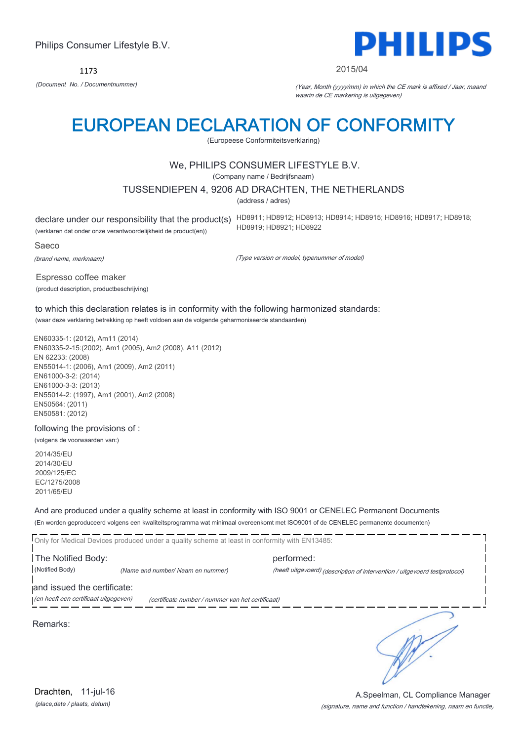Philips Consumer Lifestyle B.V.

**PHILIPS**

1173

*(Document No. / Documentnummer)*

2015/04

*(Year, Month (yyyy/mm) in which the CE mark is affixed / Jaar, maand waarin de CE markering is uitgegeven)*

# EUROPEAN DECLARATION OF CONFORMITY

(Europeese Conformiteitsverklaring)

We, PHILIPS CONSUMER LIFESTYLE B.V.

(Company name / Bedrijfsnaam)

TUSSENDIEPEN 4, 9206 AD DRACHTEN, THE NETHERLANDS

(address / adres)

declare under our responsibility that the product(s)
(verklaren dat onder onze verantwoordelijkheid de product(en))

HD8911; HD8912; HD8913; HD8914; HD8915; HD8916; HD8917; HD8918; HD8919; HD8921; HD8922

Saeco

*(brand name, merknaam)*

*(Type version or model, typenummer of model)*

Espresso coffee maker

(product description, productbeschrijving)

to which this declaration relates is in conformity with the following harmonized standards:

(waar deze verklaring betrekking op heeft voldoen aan de volgende geharmoniseerde standaarden)

EN60335-1: (2012), Am11 (2014)
EN60335-2-15:(2002), Am1 (2005), Am2 (2008), A11 (2012)
EN 62233: (2008)
EN55014-1: (2006), Am1 (2009), Am2 (2011)
EN61000-3-2: (2014)
EN61000-3-3: (2013)
EN55014-2: (1997), Am1 (2001), Am2 (2008)
EN50564: (2011)
EN50581: (2012)

following the provisions of :

(volgens de voorwaarden van:)

2014/35/EU
2014/30/EU
2009/125/EC
EC/1275/2008
2011/65/EU

And are produced under a quality scheme at least in conformity with ISO 9001 or CENELEC Permanent Documents

(En worden geproduceerd volgens een kwaliteitsprogramma wat minimaal overeenkomt met ISO9001 of de CENELEC permanente documenten)

Only for Medical Devices produced under a quality scheme at least in conformity with EN13485:

The Notified Body:
(Notified Body) *(Name and number/ Naam en nummer)*

performed:
*(heeft uitgevoerd) (description of intervention / uitgevoerd testprotocol)*

and issued the certificate:
*(en heeft een certificaat uitgegeven)* *(certificate number / nummer van het certificaat)*

Remarks:

Drachten, 11-jul-16

*(place,date / plaats, datum)*

A.Speelman, CL Compliance Manager

*(signature, name and function / handtekening, naam en functie)*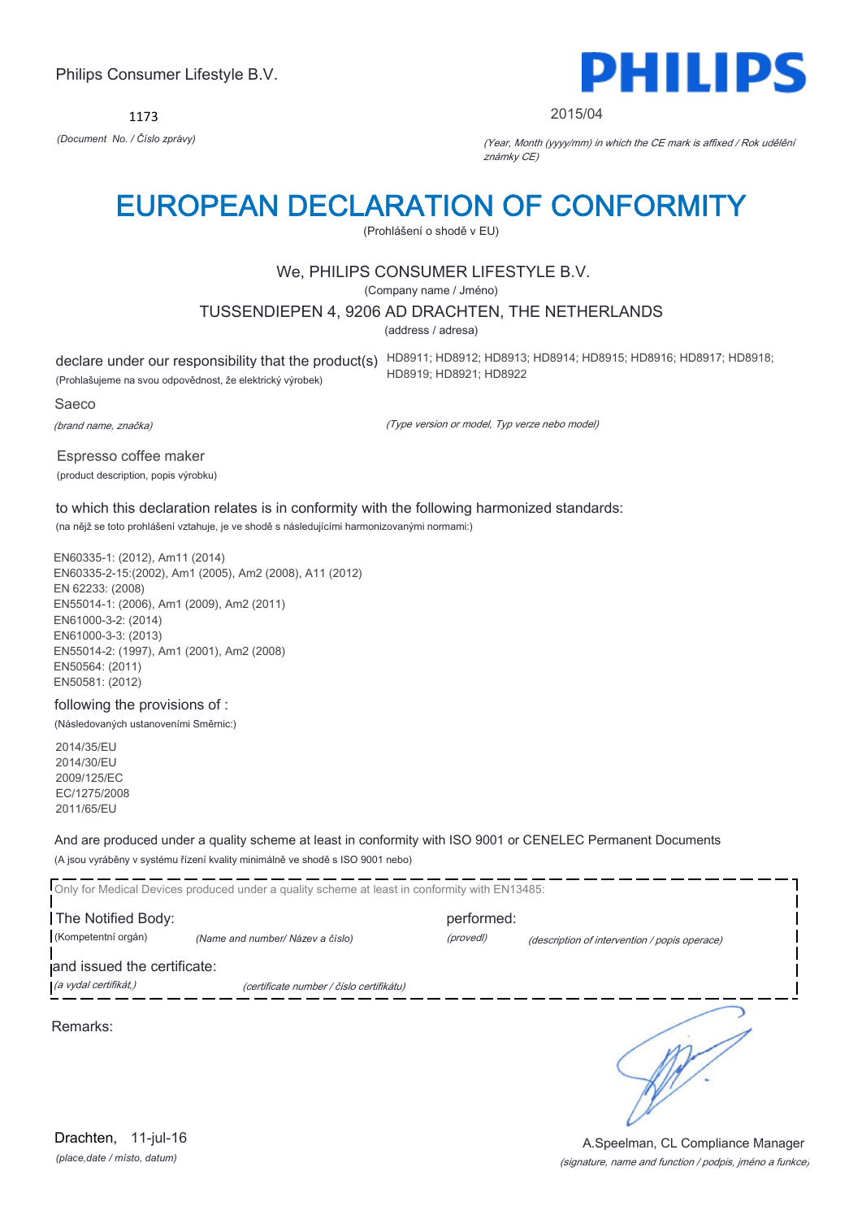Philips Consumer Lifestyle B.V.

**PHILIPS**

1173

*(Document No. / Číslo zprávy)*

2015/04

*(Year, Month (yyyy/mm) in which the CE mark is affixed / Rok udělění známky CE)*

# EUROPEAN DECLARATION OF CONFORMITY

(Prohlášení o shodě v EU)

We, PHILIPS CONSUMER LIFESTYLE B.V.

(Company name / Jméno)

TUSSENDIEPEN 4, 9206 AD DRACHTEN, THE NETHERLANDS

(address / adresa)

declare under our responsibility that the product(s) HD8911; HD8912; HD8913; HD8914; HD8915; HD8916; HD8917; HD8918; HD8919; HD8921; HD8922

(Prohlašujeme na svou odpovědnost, že elektrický výrobek)

Saeco

*(brand name, značka)*

*(Type version or model, Typ verze nebo model)*

Espresso coffee maker

(product description, popis výrobku)

to which this declaration relates is in conformity with the following harmonized standards:

(na nějž se toto prohlášení vztahuje, je ve shodě s následujícími harmonizovanými normami:)

EN60335-1: (2012), Am11 (2014)
EN60335-2-15:(2002), Am1 (2005), Am2 (2008), A11 (2012)
EN 62233: (2008)
EN55014-1: (2006), Am1 (2009), Am2 (2011)
EN61000-3-2: (2014)
EN61000-3-3: (2013)
EN55014-2: (1997), Am1 (2001), Am2 (2008)
EN50564: (2011)
EN50581: (2012)

following the provisions of :

(Následovaných ustanoveními Směrnic:)

2014/35/EU
2014/30/EU
2009/125/EC
EC/1275/2008
2011/65/EU

And are produced under a quality scheme at least in conformity with ISO 9001 or CENELEC Permanent Documents

(A jsou vyráběny v systému řízení kvality minimálně ve shodě s ISO 9001 nebo)

Only for Medical Devices produced under a quality scheme at least in conformity with EN13485:

The Notified Body: (Kompetentní orgán) *(Name and number/ Název a číslo)* performed: *(provedl)* *(description of intervention / popis operace)*

and issued the certificate: *(a vydal certifikát,)* *(certificate number / číslo certifikátu)*

Remarks:

Drachten, 11-jul-16

*(place,date / místo, datum)*

A.Speelman, CL Compliance Manager

*(signature, name and function / podpis, jméno a funkce)*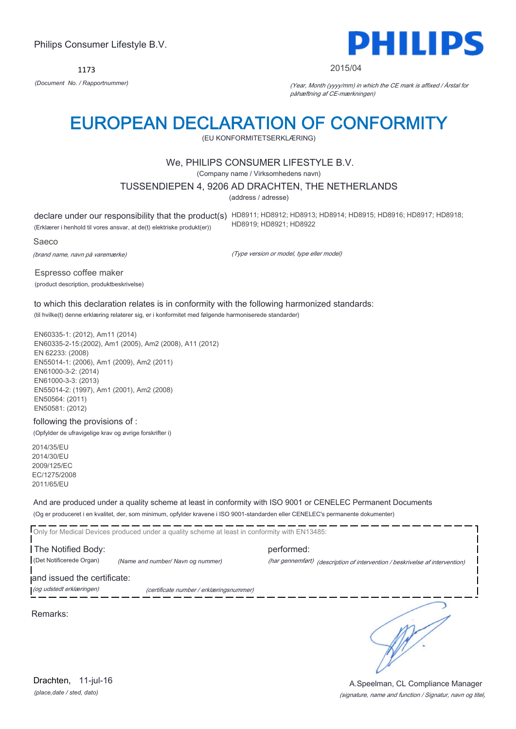Philips Consumer Lifestyle B.V.

**PHILIPS**

1173

*(Document No. / Rapportnummer)*

2015/04

*(Year, Month (yyyy/mm) in which the CE mark is affixed / Årstal for påhæftning af CE-mærkningen)*

# EUROPEAN DECLARATION OF CONFORMITY

(EU KONFORMITETSERKLÆRING)

We, PHILIPS CONSUMER LIFESTYLE B.V.

(Company name / Virksomhedens navn)

TUSSENDIEPEN 4, 9206 AD DRACHTEN, THE NETHERLANDS

(address / adresse)

declare under our responsibility that the product(s) HD8911; HD8912; HD8913; HD8914; HD8915; HD8916; HD8917; HD8918; HD8919; HD8921; HD8922

(Erklærer i henhold til vores ansvar, at de(t) elektriske produkt(er))

Saeco

*(brand name, navn på varemærke)*

*(Type version or model, type eller model)*

Espresso coffee maker

(product description, produktbeskrivelse)

to which this declaration relates is in conformity with the following harmonized standards:

(til hvilke(t) denne erklæring relaterer sig, er i konformitet med følgende harmoniserede standarder)

EN60335-1: (2012), Am11 (2014)
EN60335-2-15:(2002), Am1 (2005), Am2 (2008), A11 (2012)
EN 62233: (2008)
EN55014-1: (2006), Am1 (2009), Am2 (2011)
EN61000-3-2: (2014)
EN61000-3-3: (2013)
EN55014-2: (1997), Am1 (2001), Am2 (2008)
EN50564: (2011)
EN50581: (2012)

following the provisions of :

(Opfylder de ufravigelige krav og øvrige forskrifter i)

2014/35/EU
2014/30/EU
2009/125/EC
EC/1275/2008
2011/65/EU

And are produced under a quality scheme at least in conformity with ISO 9001 or CENELEC Permanent Documents

(Og er produceret i en kvalitet, der, som minimum, opfylder kravene i ISO 9001-standarden eller CENELEC's permanente dokumenter)

Only for Medical Devices produced under a quality scheme at least in conformity with EN13485:

The Notified Body: (Det Notificerede Organ) *(Name and number/ Navn og nummer)*

performed: *(har gennemført) (description of intervention / beskrivelse af intervention)*

and issued the certificate: *(og udstedt erklæringen)* *(certificate number / erklæringsnummer)*

Remarks:

Drachten, 11-jul-16

*(place,date / sted, dato)*

A.Speelman, CL Compliance Manager

*(signature, name and function / Signatur, navn og titel,*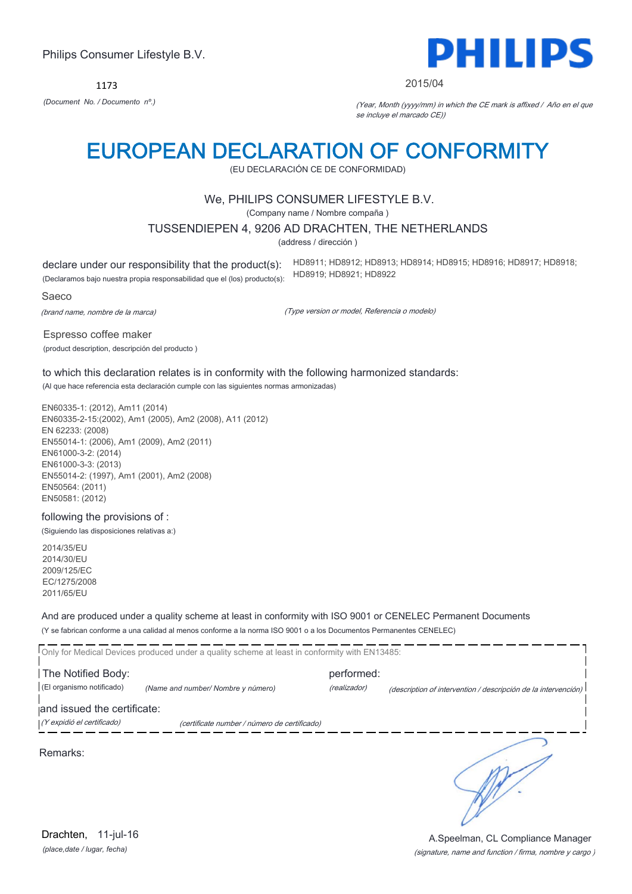Philips Consumer Lifestyle B.V.

**PHILIPS**

1173

*(Document No. / Documento nº.)*

2015/04

*(Year, Month (yyyy/mm) in which the CE mark is affixed / Año en el que se incluye el marcado CE))*

# EUROPEAN DECLARATION OF CONFORMITY

(EU DECLARACIÓN CE DE CONFORMIDAD)

We, PHILIPS CONSUMER LIFESTYLE B.V.

(Company name / Nombre compaña )

TUSSENDIEPEN 4, 9206 AD DRACHTEN, THE NETHERLANDS

(address / dirección )

declare under our responsibility that the product(s):
(Declaramos bajo nuestra propia responsabilidad que el (los) producto(s):

HD8911; HD8912; HD8913; HD8914; HD8915; HD8916; HD8917; HD8918; HD8919; HD8921; HD8922

Saeco

*(brand name, nombre de la marca)*

*(Type version or model, Referencia o modelo)*

Espresso coffee maker

(product description, descripción del producto )

to which this declaration relates is in conformity with the following harmonized standards:

(Al que hace referencia esta declaración cumple con las siguientes normas armonizadas)

EN60335-1: (2012), Am11 (2014)
EN60335-2-15:(2002), Am1 (2005), Am2 (2008), A11 (2012)
EN 62233: (2008)
EN55014-1: (2006), Am1 (2009), Am2 (2011)
EN61000-3-2: (2014)
EN61000-3-3: (2013)
EN55014-2: (1997), Am1 (2001), Am2 (2008)
EN50564: (2011)
EN50581: (2012)

following the provisions of :

(Siguiendo las disposiciones relativas a:)

2014/35/EU
2014/30/EU
2009/125/EC
EC/1275/2008
2011/65/EU

And are produced under a quality scheme at least in conformity with ISO 9001 or CENELEC Permanent Documents

(Y se fabrican conforme a una calidad al menos conforme a la norma ISO 9001 o a los Documentos Permanentes CENELEC)

Only for Medical Devices produced under a quality scheme at least in conformity with EN13485:

The Notified Body: (El organismo notificado) *(Name and number/ Nombre y número)*

performed: *(realizador)* *(description of intervention / descripción de la intervención)*

and issued the certificate:

*(Y expidió el certificado)* *(certificate number / número de certificado)*

Remarks:

Drachten, 11-jul-16

*(place,date / lugar, fecha)*

A.Speelman, CL Compliance Manager

*(signature, name and function / firma, nombre y cargo )*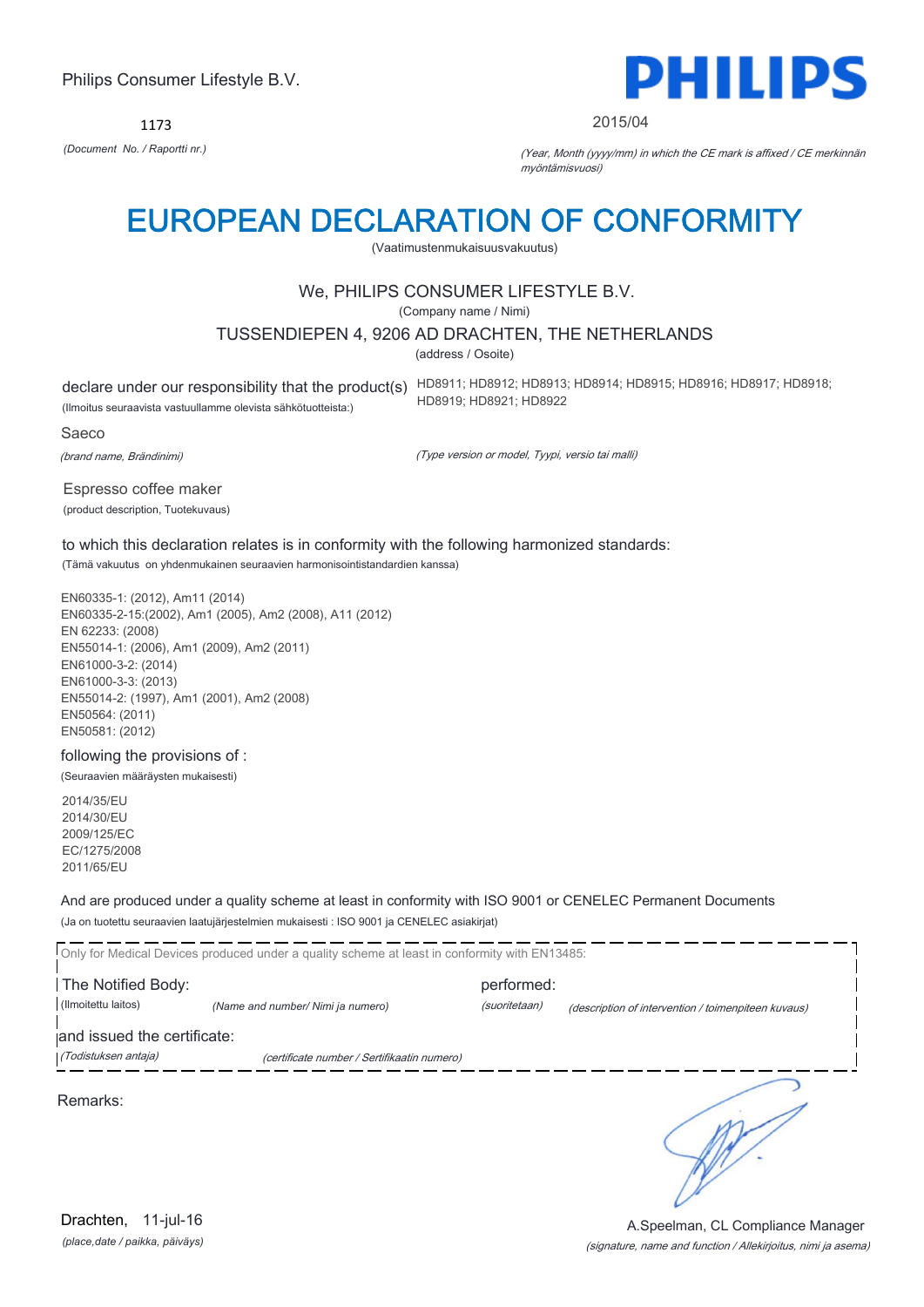Philips Consumer Lifestyle B.V.

**PHILIPS**

1173

*(Document No. / Raportti nr.)*

2015/04

*(Year, Month (yyyy/mm) in which the CE mark is affixed / CE merkinnän myöntämisvuosi)*

# EUROPEAN DECLARATION OF CONFORMITY

(Vaatimustenmukaisuusvakuutus)

We, PHILIPS CONSUMER LIFESTYLE B.V.

(Company name / Nimi)

TUSSENDIEPEN 4, 9206 AD DRACHTEN, THE NETHERLANDS

(address / Osoite)

declare under our responsibility that the product(s) HD8911; HD8912; HD8913; HD8914; HD8915; HD8916; HD8917; HD8918; HD8919; HD8921; HD8922

(Ilmoitus seuraavista vastuullamme olevista sähkötuotteista:)

Saeco

*(brand name, Brändinimi)*

*(Type version or model, Tyypi, versio tai malli)*

Espresso coffee maker

(product description, Tuotekuvaus)

to which this declaration relates is in conformity with the following harmonized standards:

(Tämä vakuutus on yhdenmukainen seuraavien harmonisointistandardien kanssa)

EN60335-1: (2012), Am11 (2014)
EN60335-2-15:(2002), Am1 (2005), Am2 (2008), A11 (2012)
EN 62233: (2008)
EN55014-1: (2006), Am1 (2009), Am2 (2011)
EN61000-3-2: (2014)
EN61000-3-3: (2013)
EN55014-2: (1997), Am1 (2001), Am2 (2008)
EN50564: (2011)
EN50581: (2012)

following the provisions of :

(Seuraavien määräysten mukaisesti)

2014/35/EU
2014/30/EU
2009/125/EC
EC/1275/2008
2011/65/EU

And are produced under a quality scheme at least in conformity with ISO 9001 or CENELEC Permanent Documents

(Ja on tuotettu seuraavien laatujärjestelmien mukaisesti : ISO 9001 ja CENELEC asiakirjat)

Only for Medical Devices produced under a quality scheme at least in conformity with EN13485:

The Notified Body: performed:

(Ilmoitettu laitos) *(Name and number/ Nimi ja numero)* *(suoritetaan)* *(description of intervention / toimenpiteen kuvaus)*

and issued the certificate:

*(Todistuksen antaja)* *(certificate number / Sertifikaatin numero)*

Remarks:

Drachten, 11-jul-16

*(place,date / paikka, päiväys)*

A.Speelman, CL Compliance Manager

*(signature, name and function / Allekirjoitus, nimi ja asema)*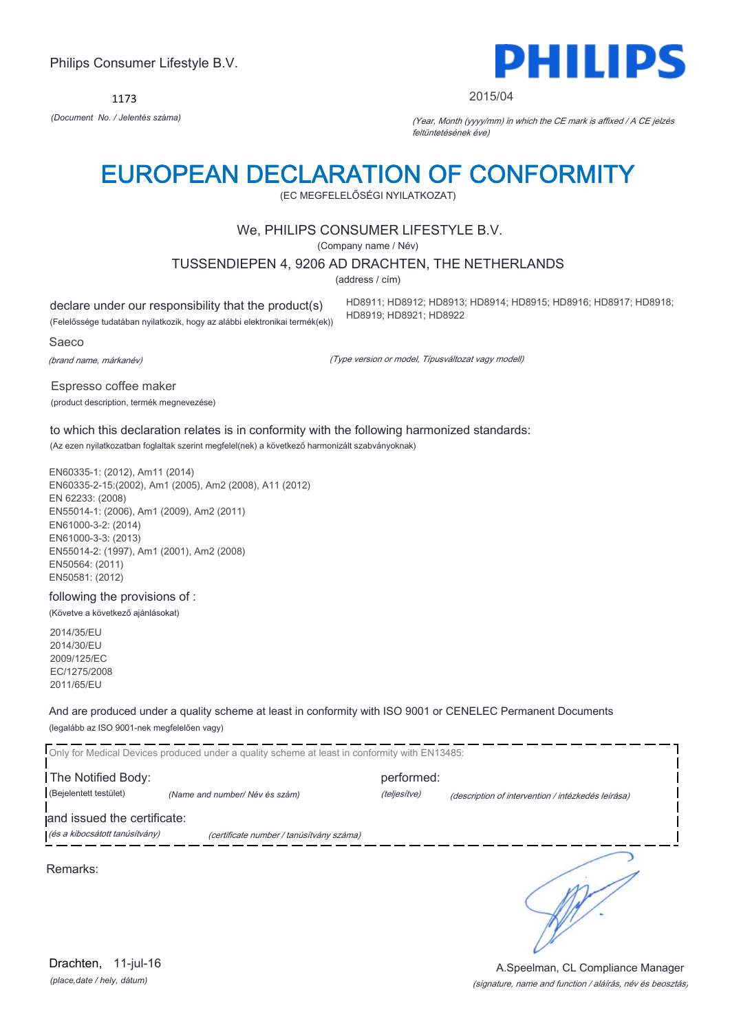Philips Consumer Lifestyle B.V.

**PHILIPS**

1173

*(Document No. / Jelentés száma)*

2015/04

*(Year, Month (yyyy/mm) in which the CE mark is affixed / A CE jelzés feltüntetésének éve)*

# EUROPEAN DECLARATION OF CONFORMITY

(EC MEGFELELŐSÉGI NYILATKOZAT)

We, PHILIPS CONSUMER LIFESTYLE B.V.

(Company name / Név)

TUSSENDIEPEN 4, 9206 AD DRACHTEN, THE NETHERLANDS

(address / cím)

declare under our responsibility that the product(s)

(Felelőssége tudatában nyilatkozik, hogy az alábbi elektronikai termék(ek))

HD8911; HD8912; HD8913; HD8914; HD8915; HD8916; HD8917; HD8918; HD8919; HD8921; HD8922

Saeco

*(brand name, márkanév)*

*(Type version or model, Típusváltozat vagy modell)*

Espresso coffee maker

(product description, termék megnevezése)

to which this declaration relates is in conformity with the following harmonized standards:

(Az ezen nyilatkozatban foglaltak szerint megfelel(nek) a következő harmonizált szabványoknak)

EN60335-1: (2012), Am11 (2014)
EN60335-2-15:(2002), Am1 (2005), Am2 (2008), A11 (2012)
EN 62233: (2008)
EN55014-1: (2006), Am1 (2009), Am2 (2011)
EN61000-3-2: (2014)
EN61000-3-3: (2013)
EN55014-2: (1997), Am1 (2001), Am2 (2008)
EN50564: (2011)
EN50581: (2012)

following the provisions of :

(Követve a következő ajánlásokat)

2014/35/EU
2014/30/EU
2009/125/EC
EC/1275/2008
2011/65/EU

And are produced under a quality scheme at least in conformity with ISO 9001 or CENELEC Permanent Documents

(legalább az ISO 9001-nek megfelelően vagy)

Only for Medical Devices produced under a quality scheme at least in conformity with EN13485:

The Notified Body: (Bejelentett testület) *(Name and number/ Név és szám)*

performed: *(teljesítve)* *(description of intervention / intézkedés leírása)*

and issued the certificate: *(és a kibocsátott tanúsítvány)* *(certificate number / tanúsítvány száma)*

Remarks:

Drachten, 11-jul-16

*(place,date / hely, dátum)*

A.Speelman, CL Compliance Manager

*(signature, name and function / aláírás, név és beosztás)*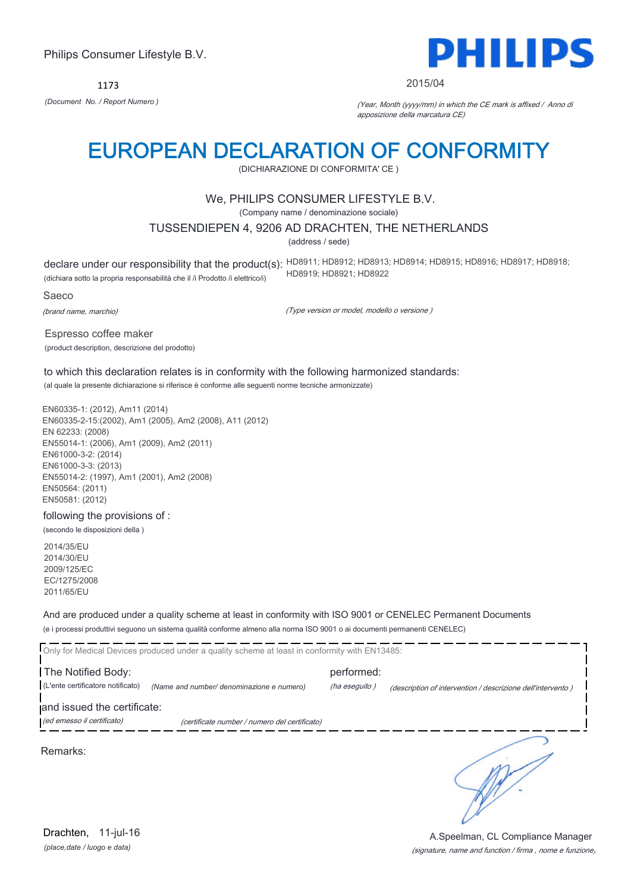Philips Consumer Lifestyle B.V.

**PHILIPS**

1173

*(Document No. / Report Numero )*

2015/04

*(Year, Month (yyyy/mm) in which the CE mark is affixed / Anno di apposizione della marcatura CE)*

# EUROPEAN DECLARATION OF CONFORMITY

(DICHIARAZIONE DI CONFORMITA' CE )

We, PHILIPS CONSUMER LIFESTYLE B.V.

(Company name / denominazione sociale)

TUSSENDIEPEN 4, 9206 AD DRACHTEN, THE NETHERLANDS

(address / sede)

declare under our responsibility that the product(s): HD8911; HD8912; HD8913; HD8914; HD8915; HD8916; HD8917; HD8918; HD8919; HD8921; HD8922

(dichiara sotto la propria responsabilità che il /i Prodotto /i elettrico/i)

Saeco

*(brand name, marchio)*

*(Type version or model, modello o versione )*

Espresso coffee maker

(product description, descrizione del prodotto)

to which this declaration relates is in conformity with the following harmonized standards:

(al quale la presente dichiarazione si riferisce è conforme alle seguenti norme tecniche armonizzate)

EN60335-1: (2012), Am11 (2014)
EN60335-2-15:(2002), Am1 (2005), Am2 (2008), A11 (2012)
EN 62233: (2008)
EN55014-1: (2006), Am1 (2009), Am2 (2011)
EN61000-3-2: (2014)
EN61000-3-3: (2013)
EN55014-2: (1997), Am1 (2001), Am2 (2008)
EN50564: (2011)
EN50581: (2012)

following the provisions of :

(secondo le disposizioni della )

2014/35/EU
2014/30/EU
2009/125/EC
EC/1275/2008
2011/65/EU

And are produced under a quality scheme at least in conformity with ISO 9001 or CENELEC Permanent Documents

(e i processi produttivi seguono un sistema qualità conforme almeno alla norma ISO 9001 o ai documenti permanenti CENELEC)

Only for Medical Devices produced under a quality scheme at least in conformity with EN13485:

The Notified Body: performed:

(L'ente certificatore notificato) *(Name and number/ denominazione e numero)* *(ha eseguito )* *(description of intervention / descrizione dell'intervento )*

and issued the certificate:

*(ed emesso il certificato)* *(certificate number / numero del certificato)*

Remarks:

Drachten, 11-jul-16

*(place,date / luogo e data)*

A.Speelman, CL Compliance Manager

*(signature, name and function / firma , nome e funzione)*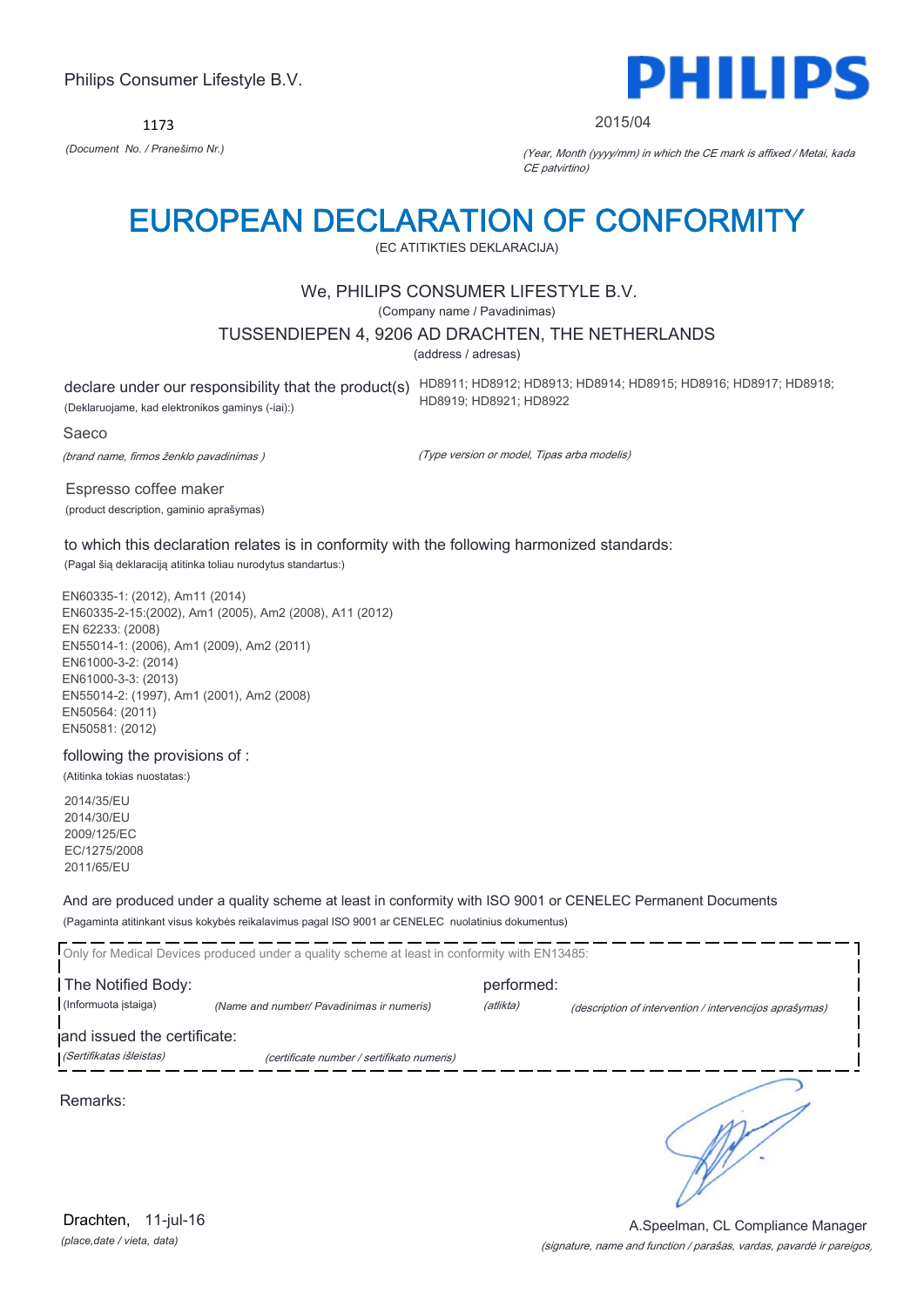Philips Consumer Lifestyle B.V.

**PHILIPS**

1173

*(Document No. / Pranešimo Nr.)*

2015/04

*(Year, Month (yyyy/mm) in which the CE mark is affixed / Metai, kada CE patvirtino)*

# EUROPEAN DECLARATION OF CONFORMITY

(EC ATITIKTIES DEKLARACIJA)

We, PHILIPS CONSUMER LIFESTYLE B.V.

(Company name / Pavadinimas)

TUSSENDIEPEN 4, 9206 AD DRACHTEN, THE NETHERLANDS

(address / adresas)

declare under our responsibility that the product(s) HD8911; HD8912; HD8913; HD8914; HD8915; HD8916; HD8917; HD8918; HD8919; HD8921; HD8922

(Deklaruojame, kad elektronikos gaminys (-iai):)

Saeco

*(brand name, firmos ženklo pavadinimas )* *(Type version or model, Tipas arba modelis)*

Espresso coffee maker

(product description, gaminio aprašymas)

to which this declaration relates is in conformity with the following harmonized standards:

(Pagal šią deklaraciją atitinka toliau nurodytus standartus:)

EN60335-1: (2012), Am11 (2014)
EN60335-2-15:(2002), Am1 (2005), Am2 (2008), A11 (2012)
EN 62233: (2008)
EN55014-1: (2006), Am1 (2009), Am2 (2011)
EN61000-3-2: (2014)
EN61000-3-3: (2013)
EN55014-2: (1997), Am1 (2001), Am2 (2008)
EN50564: (2011)
EN50581: (2012)

following the provisions of :

(Atitinka tokias nuostatas:)

2014/35/EU
2014/30/EU
2009/125/EC
EC/1275/2008
2011/65/EU

And are produced under a quality scheme at least in conformity with ISO 9001 or CENELEC Permanent Documents

(Pagaminta atitinkant visus kokybės reikalavimus pagal ISO 9001 ar CENELEC nuolatinius dokumentus)

Only for Medical Devices produced under a quality scheme at least in conformity with EN13485:

The Notified Body: performed:

(Informuota įstaiga) *(Name and number/ Pavadinimas ir numeris)* *(atlikta)* *(description of intervention / intervencijos aprašymas)*

and issued the certificate:

*(Sertifikatas išleistas)* *(certificate number / sertifikato numeris)*

Remarks:

Drachten, 11-jul-16

*(place,date / vieta, data)*

A.Speelman, CL Compliance Manager

*(signature, name and function / parašas, vardas, pavardė ir pareigos,*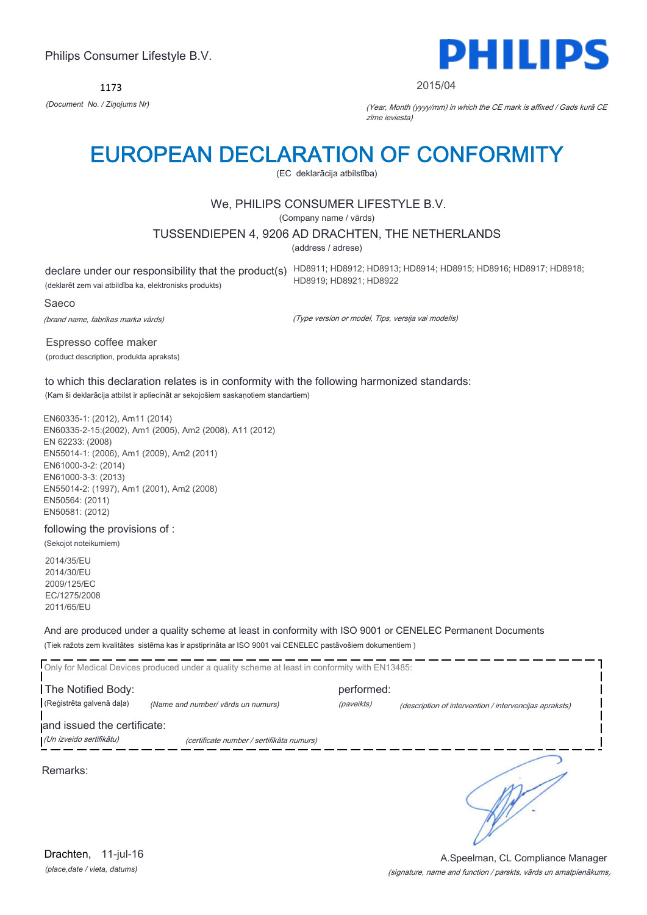Philips Consumer Lifestyle B.V.

**PHILIPS**

1173

*(Document No. / Ziņojums Nr)*

2015/04

*(Year, Month (yyyy/mm) in which the CE mark is affixed / Gads kurā CE zīme ieviesta)*

# EUROPEAN DECLARATION OF CONFORMITY

(EC deklarācija atbilstība)

We, PHILIPS CONSUMER LIFESTYLE B.V.

(Company name / vārds)

TUSSENDIEPEN 4, 9206 AD DRACHTEN, THE NETHERLANDS

(address / adrese)

declare under our responsibility that the product(s) HD8911; HD8912; HD8913; HD8914; HD8915; HD8916; HD8917; HD8918; HD8919; HD8921; HD8922

(deklarēt zem vai atbildība ka, elektronisks produkts)

Saeco

*(brand name, fabrikas marka vārds)*

*(Type version or model, Tips, versija vai modelis)*

Espresso coffee maker

(product description, produkta apraksts)

to which this declaration relates is in conformity with the following harmonized standards:

(Kam ši deklarācija atbilst ir apliecināt ar sekojošiem saskaņotiem standartiem)

EN60335-1: (2012), Am11 (2014)
EN60335-2-15:(2002), Am1 (2005), Am2 (2008), A11 (2012)
EN 62233: (2008)
EN55014-1: (2006), Am1 (2009), Am2 (2011)
EN61000-3-2: (2014)
EN61000-3-3: (2013)
EN55014-2: (1997), Am1 (2001), Am2 (2008)
EN50564: (2011)
EN50581: (2012)

following the provisions of :

(Sekojot noteikumiem)

2014/35/EU
2014/30/EU
2009/125/EC
EC/1275/2008
2011/65/EU

And are produced under a quality scheme at least in conformity with ISO 9001 or CENELEC Permanent Documents

(Tiek ražots zem kvalitātes sistēma kas ir apstiprināta ar ISO 9001 vai CENELEC pastāvošiem dokumentiem )

Only for Medical Devices produced under a quality scheme at least in conformity with EN13485:

The Notified Body: (Reģistrēta galvenā daļa) *(Name and number/ vārds un numurs)* performed: *(paveikts)* *(description of intervention / intervencijas apraksts)*

and issued the certificate: *(Un izveido sertifikātu)* *(certificate number / sertifikāta numurs)*

Remarks:

Drachten, 11-jul-16

*(place,date / vieta, datums)*

A.Speelman, CL Compliance Manager

*(signature, name and function / parskts, vārds un amatpienākums)*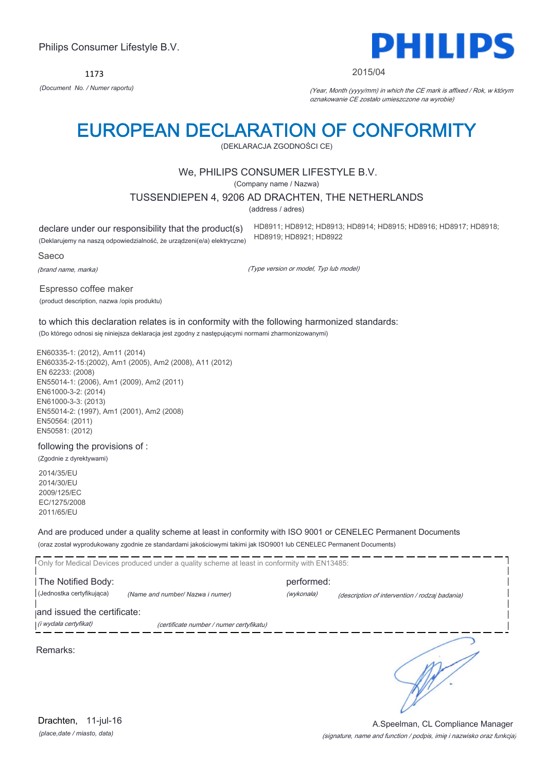Philips Consumer Lifestyle B.V.

**PHILIPS**

1173

*(Document No. / Numer raportu)*

2015/04

*(Year, Month (yyyy/mm) in which the CE mark is affixed / Rok, w którym oznakowanie CE zostało umieszczone na wyrobie)*

# EUROPEAN DECLARATION OF CONFORMITY

(DEKLARACJA ZGODNOŚCI CE)

We, PHILIPS CONSUMER LIFESTYLE B.V.

(Company name / Nazwa)

TUSSENDIEPEN 4, 9206 AD DRACHTEN, THE NETHERLANDS

(address / adres)

declare under our responsibility that the product(s)

(Deklarujemy na naszą odpowiedzialność, że urządzeni(e/a) elektryczne)

HD8911; HD8912; HD8913; HD8914; HD8915; HD8916; HD8917; HD8918; HD8919; HD8921; HD8922

Saeco

*(brand name, marka)*

*(Type version or model, Typ lub model)*

Espresso coffee maker

(product description, nazwa /opis produktu)

to which this declaration relates is in conformity with the following harmonized standards:

(Do którego odnosi się niniejsza deklaracja jest zgodny z następującymi normami zharmonizowanymi)

EN60335-1: (2012), Am11 (2014)
EN60335-2-15:(2002), Am1 (2005), Am2 (2008), A11 (2012)
EN 62233: (2008)
EN55014-1: (2006), Am1 (2009), Am2 (2011)
EN61000-3-2: (2014)
EN61000-3-3: (2013)
EN55014-2: (1997), Am1 (2001), Am2 (2008)
EN50564: (2011)
EN50581: (2012)

following the provisions of :

(Zgodnie z dyrektywami)

2014/35/EU
2014/30/EU
2009/125/EC
EC/1275/2008
2011/65/EU

And are produced under a quality scheme at least in conformity with ISO 9001 or CENELEC Permanent Documents

(oraz został wyprodukowany zgodnie ze standardami jakościowymi takimi jak ISO9001 lub CENELEC Permanent Documents)

Only for Medical Devices produced under a quality scheme at least in conformity with EN13485:

The Notified Body: (Jednostka certyfikująca) *(Name and number/ Nazwa i numer)*

performed: *(wykonała)* *(description of intervention / rodzaj badania)*

and issued the certificate: *(i wydała certyfikat)* *(certificate number / numer certyfikatu)*

Remarks:

Drachten, 11-jul-16

*(place,date / miasto, data)*

A.Speelman, CL Compliance Manager

*(signature, name and function / podpis, imię i nazwisko oraz funkcja)*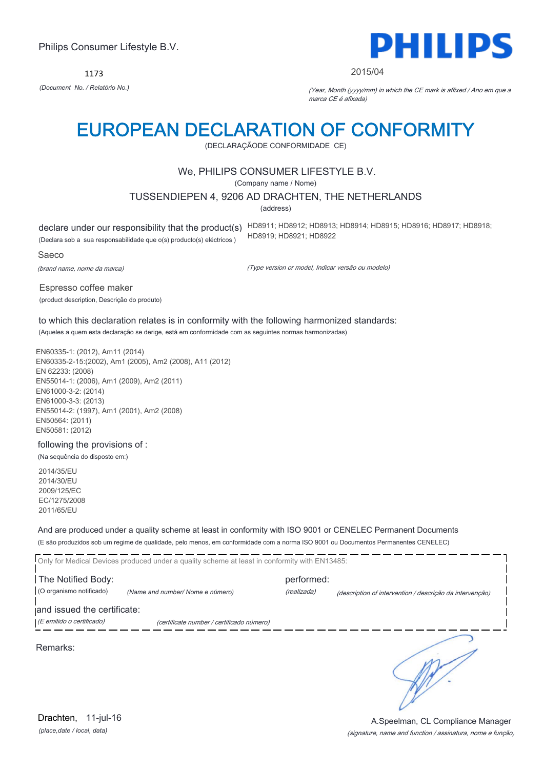Philips Consumer Lifestyle B.V.

**PHILIPS**

1173

*(Document No. / Relatório No.)*

2015/04

*(Year, Month (yyyy/mm) in which the CE mark is affixed / Ano em que a marca CE é afixada)*

# EUROPEAN DECLARATION OF CONFORMITY

(DECLARAÇÃODE CONFORMIDADE CE)

We, PHILIPS CONSUMER LIFESTYLE B.V.

(Company name / Nome)

TUSSENDIEPEN 4, 9206 AD DRACHTEN, THE NETHERLANDS

(address)

declare under our responsibility that the product(s)
(Declara sob a sua responsabilidade que o(s) producto(s) eléctricos )

HD8911; HD8912; HD8913; HD8914; HD8915; HD8916; HD8917; HD8918; HD8919; HD8921; HD8922

Saeco

*(brand name, nome da marca)*

*(Type version or model, Indicar versão ou modelo)*

Espresso coffee maker

(product description, Descrição do produto)

to which this declaration relates is in conformity with the following harmonized standards:

(Aqueles a quem esta declaração se derige, está em conformidade com as seguintes normas harmonizadas)

EN60335-1: (2012), Am11 (2014)
EN60335-2-15:(2002), Am1 (2005), Am2 (2008), A11 (2012)
EN 62233: (2008)
EN55014-1: (2006), Am1 (2009), Am2 (2011)
EN61000-3-2: (2014)
EN61000-3-3: (2013)
EN55014-2: (1997), Am1 (2001), Am2 (2008)
EN50564: (2011)
EN50581: (2012)

following the provisions of :

(Na sequência do disposto em:)

2014/35/EU
2014/30/EU
2009/125/EC
EC/1275/2008
2011/65/EU

And are produced under a quality scheme at least in conformity with ISO 9001 or CENELEC Permanent Documents

(E são produzidos sob um regime de qualidade, pelo menos, em conformidade com a norma ISO 9001 ou Documentos Permanentes CENELEC)

Only for Medical Devices produced under a quality scheme at least in conformity with EN13485:

The Notified Body: performed:

(O organismo notificado) *(Name and number/ Nome e número)* *(realizada)* *(description of intervention / descrição da intervenção)*

and issued the certificate:

*(E emitido o certificado)* *(certificate number / certificado número)*

Remarks:

Drachten, 11-jul-16

*(place,date / local, data)*

A.Speelman, CL Compliance Manager

*(signature, name and function / assinatura, nome e função)*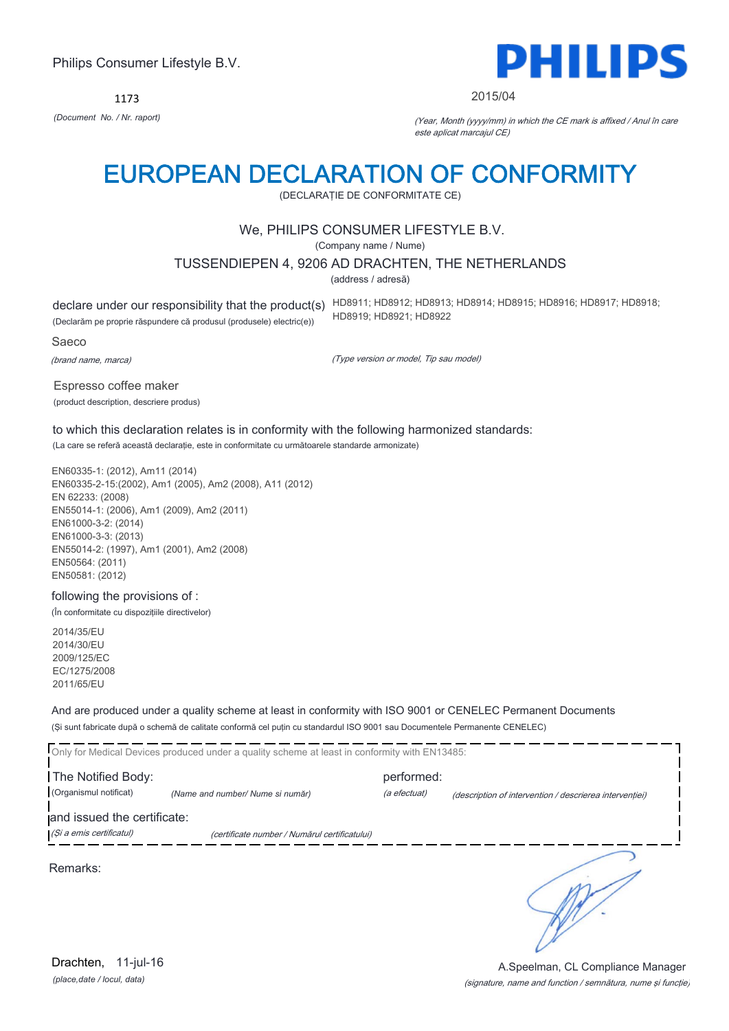Philips Consumer Lifestyle B.V.

PHILIPS

1173

*(Document No. / Nr. raport)*

2015/04

*(Year, Month (yyyy/mm) in which the CE mark is affixed / Anul în care este aplicat marcajul CE)*

# EUROPEAN DECLARATION OF CONFORMITY

(DECLARAȚIE DE CONFORMITATE CE)

We, PHILIPS CONSUMER LIFESTYLE B.V.

(Company name / Nume)

TUSSENDIEPEN 4, 9206 AD DRACHTEN, THE NETHERLANDS

(address / adresă)

declare under our responsibility that the product(s) HD8911; HD8912; HD8913; HD8914; HD8915; HD8916; HD8917; HD8918; HD8919; HD8921; HD8922

(Declarăm pe proprie răspundere că produsul (produsele) electric(e))

Saeco

*(brand name, marca)*

*(Type version or model, Tip sau model)*

Espresso coffee maker

(product description, descriere produs)

to which this declaration relates is in conformity with the following harmonized standards:

(La care se referă această declarație, este in conformitate cu următoarele standarde armonizate)

EN60335-1: (2012), Am11 (2014)
EN60335-2-15:(2002), Am1 (2005), Am2 (2008), A11 (2012)
EN 62233: (2008)
EN55014-1: (2006), Am1 (2009), Am2 (2011)
EN61000-3-2: (2014)
EN61000-3-3: (2013)
EN55014-2: (1997), Am1 (2001), Am2 (2008)
EN50564: (2011)
EN50581: (2012)

following the provisions of :

(În conformitate cu dispozițiile directivelor)

2014/35/EU
2014/30/EU
2009/125/EC
EC/1275/2008
2011/65/EU

And are produced under a quality scheme at least in conformity with ISO 9001 or CENELEC Permanent Documents

(Și sunt fabricate după o schemă de calitate conformă cel puțin cu standardul ISO 9001 sau Documentele Permanente CENELEC)

Only for Medical Devices produced under a quality scheme at least in conformity with EN13485:

The Notified Body: *(Name and number/ Nume si număr)* performed: *(description of intervention / descrierea intervenției)*

(Organismul notificat) (a efectuat)

and issued the certificate: *(certificate number / Numărul certificatului)*

*(Și a emis certificatul)*

Remarks:

Drachten, 11-jul-16

*(place,date / locul, data)*

A.Speelman, CL Compliance Manager

*(signature, name and function / semnătura, nume și funcție)*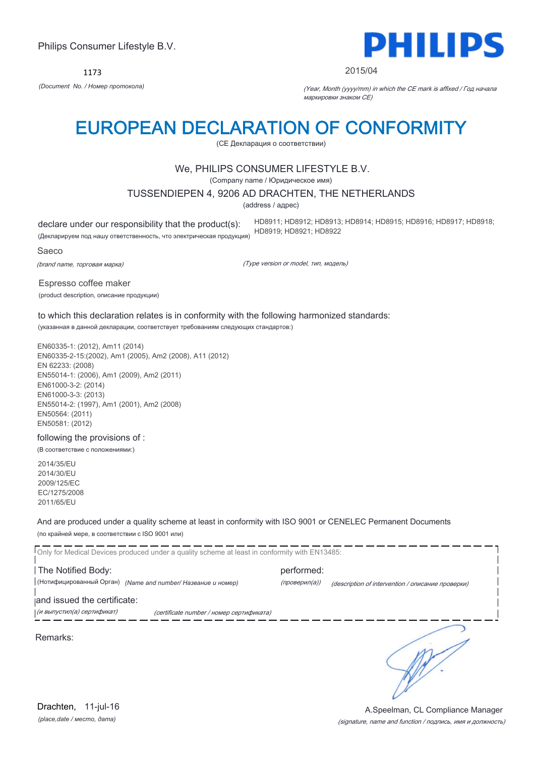Philips Consumer Lifestyle B.V.

PHILIPS

1173

*(Document No. / Номер протокола)*

2015/04

*(Year, Month (yyyy/mm) in which the CE mark is affixed / Год начала маркировки знаком CE)*

# EUROPEAN DECLARATION OF CONFORMITY

(CE Декларация о соответствии)

We, PHILIPS CONSUMER LIFESTYLE B.V.

(Company name / Юридическое имя)

TUSSENDIEPEN 4, 9206 AD DRACHTEN, THE NETHERLANDS

(address / адрес)

declare under our responsibility that the product(s):
(Декларируем под нашу ответственность, что электрическая продукция)

HD8911; HD8912; HD8913; HD8914; HD8915; HD8916; HD8917; HD8918; HD8919; HD8921; HD8922

*(Type version or model, тип, модель)*

Saeco

*(brand name, торговая марка)*

Espresso coffee maker

(product description, описание продукции)

to which this declaration relates is in conformity with the following harmonized standards:

(указанная в данной декларации, соответствует требованиям следующих стандартов:)

EN60335-1: (2012), Am11 (2014)
EN60335-2-15:(2002), Am1 (2005), Am2 (2008), A11 (2012)
EN 62233: (2008)
EN55014-1: (2006), Am1 (2009), Am2 (2011)
EN61000-3-2: (2014)
EN61000-3-3: (2013)
EN55014-2: (1997), Am1 (2001), Am2 (2008)
EN50564: (2011)
EN50581: (2012)

following the provisions of :

(В соответствие с положениями:)

2014/35/EU
2014/30/EU
2009/125/EC
EC/1275/2008
2011/65/EU

And are produced under a quality scheme at least in conformity with ISO 9001 or CENELEC Permanent Documents

(по крайней мере, в соответствии с ISO 9001 или)

Only for Medical Devices produced under a quality scheme at least in conformity with EN13485:

The Notified Body: (Нотифицированный Орган) *(Name and number/ Название и номер)*

performed: *(проверил(а))* *(description of intervention / описание проверки)*

and issued the certificate:
*(и выпустил(а) сертификат)* *(certificate number / номер сертификата)*

Remarks:

Drachten, 11-jul-16

*(place,date / место, дата)*

A.Speelman, CL Compliance Manager

*(signature, name and function / подпись, имя и должность)*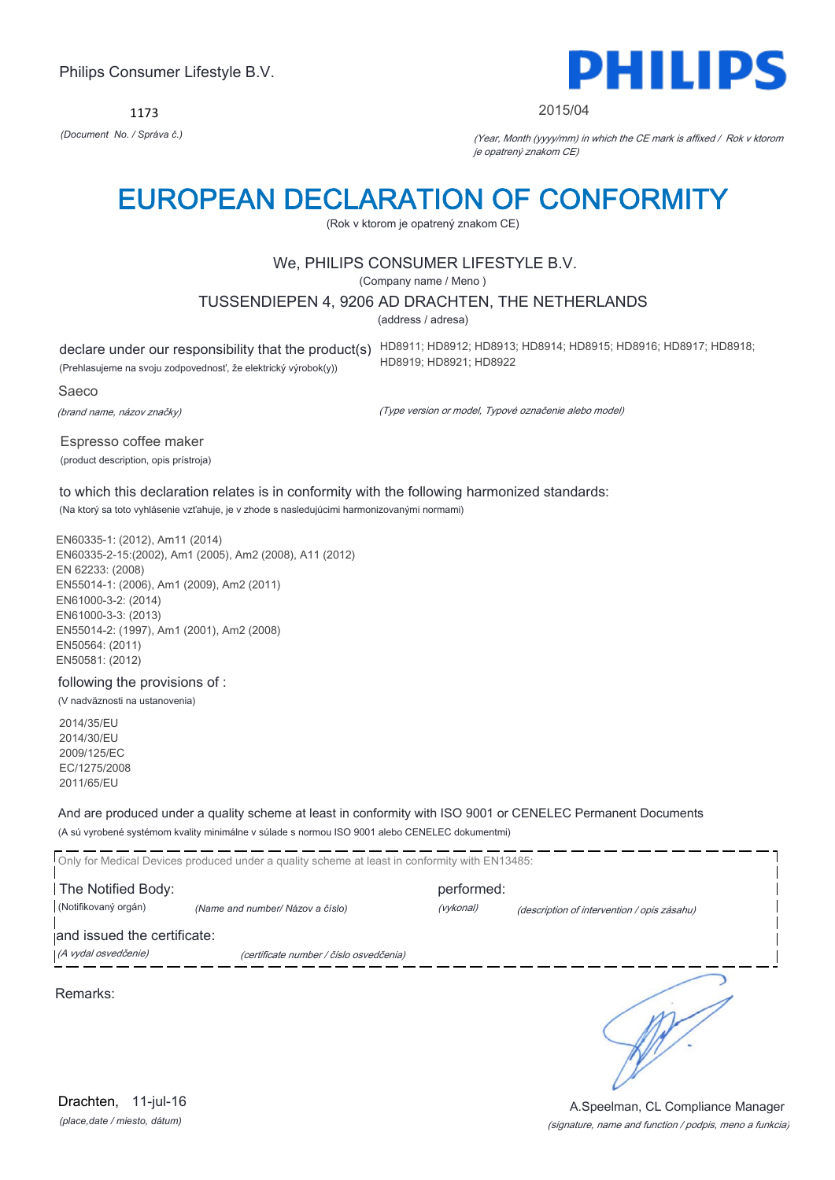Philips Consumer Lifestyle B.V.

PHILIPS

1173

*(Document No. / Správa č.)*

2015/04

*(Year, Month (yyyy/mm) in which the CE mark is affixed / Rok v ktorom je opatrený znakom CE)*

# EUROPEAN DECLARATION OF CONFORMITY

(Rok v ktorom je opatrený znakom CE)

We, PHILIPS CONSUMER LIFESTYLE B.V.

(Company name / Meno )

TUSSENDIEPEN 4, 9206 AD DRACHTEN, THE NETHERLANDS

(address / adresa)

declare under our responsibility that the product(s) HD8911; HD8912; HD8913; HD8914; HD8915; HD8916; HD8917; HD8918; HD8919; HD8921; HD8922

(Prehlasujeme na svoju zodpovednosť, že elektrický výrobok(y))

Saeco

*(brand name, názov značky)*

*(Type version or model, Typové označenie alebo model)*

Espresso coffee maker

(product description, opis prístroja)

to which this declaration relates is in conformity with the following harmonized standards:

(Na ktorý sa toto vyhlásenie vzťahuje, je v zhode s nasledujúcimi harmonizovanými normami)

EN60335-1: (2012), Am11 (2014)
EN60335-2-15:(2002), Am1 (2005), Am2 (2008), A11 (2012)
EN 62233: (2008)
EN55014-1: (2006), Am1 (2009), Am2 (2011)
EN61000-3-2: (2014)
EN61000-3-3: (2013)
EN55014-2: (1997), Am1 (2001), Am2 (2008)
EN50564: (2011)
EN50581: (2012)

following the provisions of :

(V nadväznosti na ustanovenia)

2014/35/EU
2014/30/EU
2009/125/EC
EC/1275/2008
2011/65/EU

And are produced under a quality scheme at least in conformity with ISO 9001 or CENELEC Permanent Documents

(A sú vyrobené systémom kvality minimálne v súlade s normou ISO 9001 alebo CENELEC dokumentmi)

Only for Medical Devices produced under a quality scheme at least in conformity with EN13485:

The Notified Body: (Notifikovaný orgán) *(Name and number/ Názov a číslo)* performed: *(vykonal)* *(description of intervention / opis zásahu)*

and issued the certificate: *(A vydal osvedčenie)* *(certificate number / číslo osvedčenia)*

Remarks:

Drachten, 11-jul-16

*(place,date / miesto, dátum)*

A.Speelman, CL Compliance Manager

*(signature, name and function / podpis, meno a funkcia)*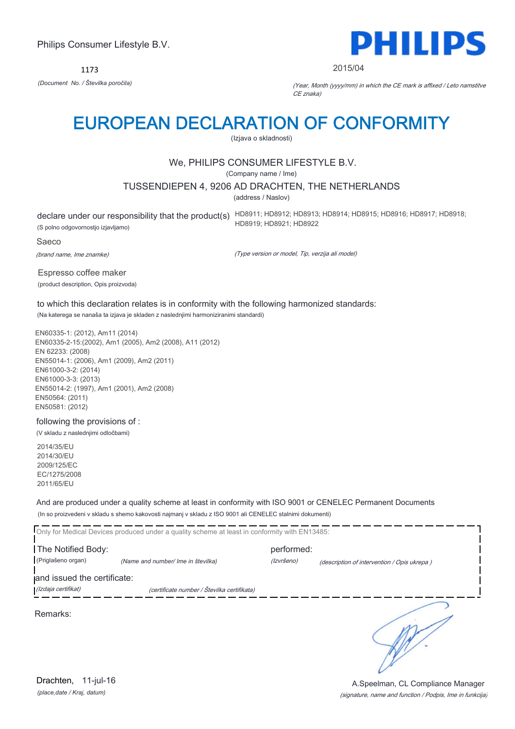Philips Consumer Lifestyle B.V.

**PHILIPS**

1173

*(Document No. / Številka poročila)*

2015/04

*(Year, Month (yyyy/mm) in which the CE mark is affixed / Leto namstitve CE znaka)*

# EUROPEAN DECLARATION OF CONFORMITY

(Izjava o skladnosti)

We, PHILIPS CONSUMER LIFESTYLE B.V.

(Company name / Ime)

TUSSENDIEPEN 4, 9206 AD DRACHTEN, THE NETHERLANDS

(address / Naslov)

declare under our responsibility that the product(s) HD8911; HD8912; HD8913; HD8914; HD8915; HD8916; HD8917; HD8918; HD8919; HD8921; HD8922

(S polno odgovornostjo izjavljamo)

Saeco

*(brand name, Ime znamke)*

*(Type version or model, Tip, verzija ali model)*

Espresso coffee maker

(product description, Opis proizvoda)

to which this declaration relates is in conformity with the following harmonized standards:

(Na katerega se nanaša ta izjava je skladen z naslednjimi harmoniziranimi standardi)

EN60335-1: (2012), Am11 (2014)
EN60335-2-15:(2002), Am1 (2005), Am2 (2008), A11 (2012)
EN 62233: (2008)
EN55014-1: (2006), Am1 (2009), Am2 (2011)
EN61000-3-2: (2014)
EN61000-3-3: (2013)
EN55014-2: (1997), Am1 (2001), Am2 (2008)
EN50564: (2011)
EN50581: (2012)

following the provisions of :

(V skladu z naslednjimi odločbami)

2014/35/EU
2014/30/EU
2009/125/EC
EC/1275/2008
2011/65/EU

And are produced under a quality scheme at least in conformity with ISO 9001 or CENELEC Permanent Documents

(In so proizvedeni v skladu s shemo kakovosti najmanj v skladu z ISO 9001 ali CENELEC stalnimi dokumenti)

Only for Medical Devices produced under a quality scheme at least in conformity with EN13485:

The Notified Body: (Priglašeno organ) *(Name and number/ Ime in številka)* performed: *(Izvršeno)* *(description of intervention / Opis ukrepa )*

and issued the certificate: *(Izdaja certifikat)* *(certificate number / Številka certifikata)*

Remarks:

Drachten, 11-jul-16

*(place,date / Kraj, datum)*

A.Speelman, CL Compliance Manager

*(signature, name and function / Podpis, Ime in funkcija)*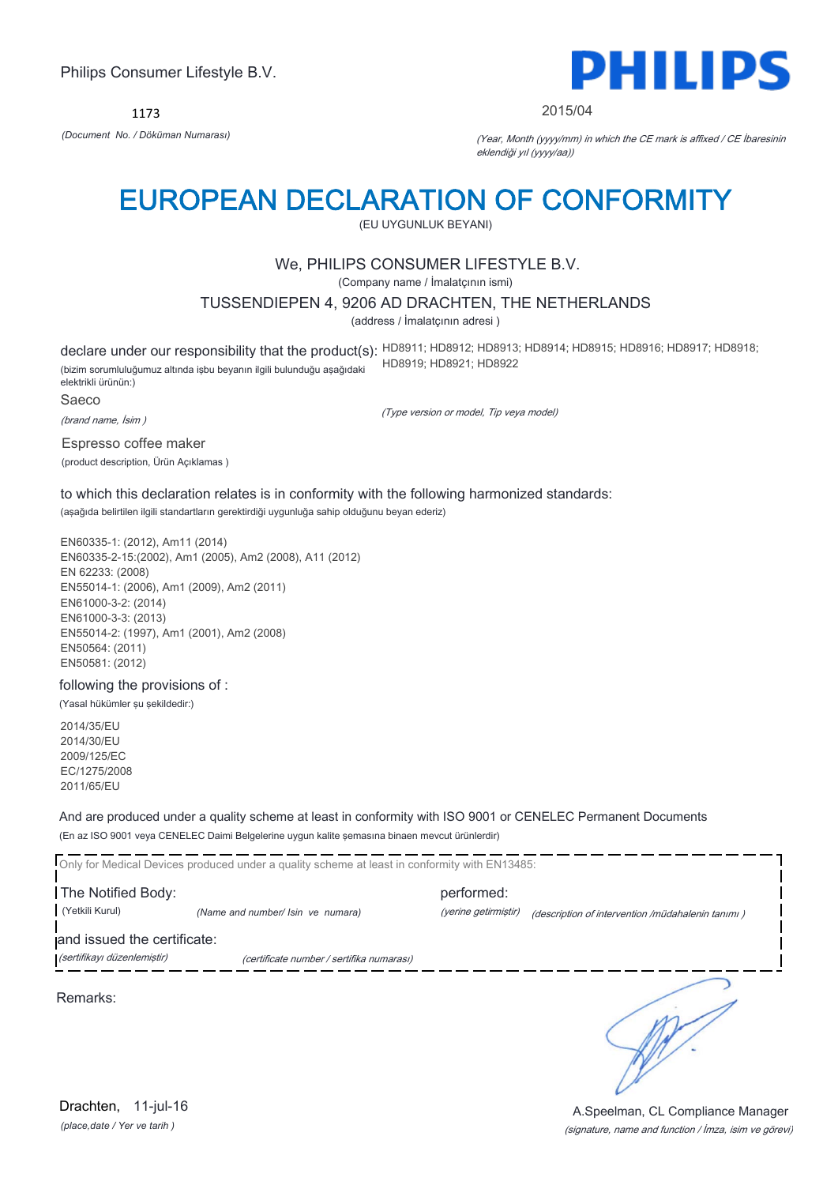Philips Consumer Lifestyle B.V.

1173

*(Document No. / Döküman Numarası)*

**PHILIPS**

2015/04

*(Year, Month (yyyy/mm) in which the CE mark is affixed / CE İbaresinin eklendiği yıl (yyyy/aa))*

# EUROPEAN DECLARATION OF CONFORMITY

(EU UYGUNLUK BEYANI)

We, PHILIPS CONSUMER LIFESTYLE B.V.

(Company name / İmalatçının ismi)

TUSSENDIEPEN 4, 9206 AD DRACHTEN, THE NETHERLANDS

(address / İmalatçının adresi )

declare under our responsibility that the product(s): HD8911; HD8912; HD8913; HD8914; HD8915; HD8916; HD8917; HD8918; HD8919; HD8921; HD8922

(bizim sorumluluğumuz altında işbu beyanın ilgili bulunduğu aşağıdaki elektrikli ürünün:)

*(Type version or model, Tip veya model)*

Saeco

*(brand name, İsim )*

Espresso coffee maker

(product description, Ürün Açıklamas )

to which this declaration relates is in conformity with the following harmonized standards:

(aşağıda belirtilen ilgili standartların gerektirdiği uygunluğa sahip olduğunu beyan ederiz)

EN60335-1: (2012), Am11 (2014)
EN60335-2-15:(2002), Am1 (2005), Am2 (2008), A11 (2012)
EN 62233: (2008)
EN55014-1: (2006), Am1 (2009), Am2 (2011)
EN61000-3-2: (2014)
EN61000-3-3: (2013)
EN55014-2: (1997), Am1 (2001), Am2 (2008)
EN50564: (2011)
EN50581: (2012)

following the provisions of :

(Yasal hükümler şu şekildedir:)

2014/35/EU
2014/30/EU
2009/125/EC
EC/1275/2008
2011/65/EU

And are produced under a quality scheme at least in conformity with ISO 9001 or CENELEC Permanent Documents

(En az ISO 9001 veya CENELEC Daimi Belgelerine uygun kalite şemasına binaen mevcut ürünlerdir)

Only for Medical Devices produced under a quality scheme at least in conformity with EN13485:

The Notified Body: *(Name and number/ Isin ve numara)* performed: *(description of intervention /müdahalenin tanımı )*

(Yetkili Kurul) *(yerine getirmiştir)*

and issued the certificate: *(certificate number / sertifika numarası)*

*(sertifikayı düzenlemiştir)*

Remarks:

Drachten, 11-jul-16

*(place,date / Yer ve tarih )*

A.Speelman, CL Compliance Manager

*(signature, name and function / İmza, isim ve görevi)*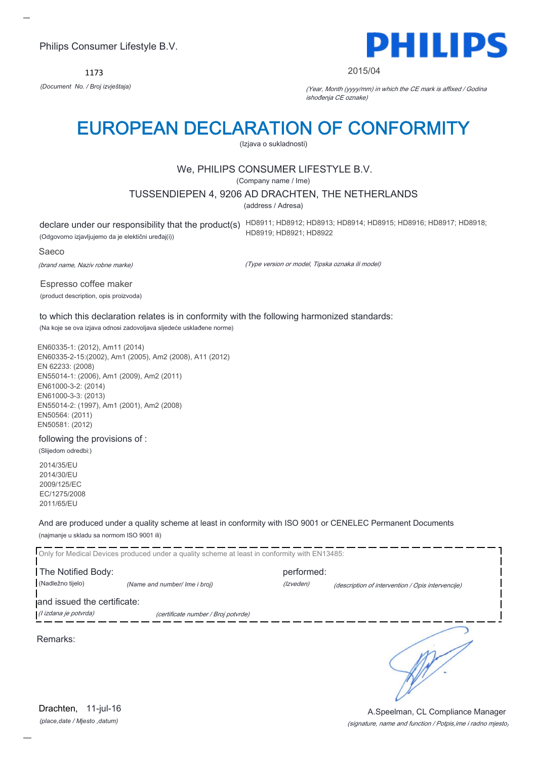Philips Consumer Lifestyle B.V.

1173

*(Document No. / Broj izvještaja)*

PHILIPS

2015/04

*(Year, Month (yyyy/mm) in which the CE mark is affixed / Godina ishođenja CE oznake)*

# EUROPEAN DECLARATION OF CONFORMITY

(Izjava o sukladnosti)

We, PHILIPS CONSUMER LIFESTYLE B.V.

(Company name / Ime)

TUSSENDIEPEN 4, 9206 AD DRACHTEN, THE NETHERLANDS

(address / Adresa)

declare under our responsibility that the product(s) HD8911; HD8912; HD8913; HD8914; HD8915; HD8916; HD8917; HD8918; HD8919; HD8921; HD8922

(Odgovorno izjavljujemo da je električni uređaj(i))

Saeco

*(brand name, Naziv robne marke)*

*(Type version or model, Tipska oznaka ili model)*

Espresso coffee maker

(product description, opis proizvoda)

to which this declaration relates is in conformity with the following harmonized standards:

(Na koje se ova izjava odnosi zadovoljava sljedeće usklađene norme)

EN60335-1: (2012), Am11 (2014)
EN60335-2-15:(2002), Am1 (2005), Am2 (2008), A11 (2012)
EN 62233: (2008)
EN55014-1: (2006), Am1 (2009), Am2 (2011)
EN61000-3-2: (2014)
EN61000-3-3: (2013)
EN55014-2: (1997), Am1 (2001), Am2 (2008)
EN50564: (2011)
EN50581: (2012)

following the provisions of :

(Slijedom odredbi:)

2014/35/EU
2014/30/EU
2009/125/EC
EC/1275/2008
2011/65/EU

And are produced under a quality scheme at least in conformity with ISO 9001 or CENELEC Permanent Documents

(najmanje u skladu sa normom ISO 9001 ili)

Only for Medical Devices produced under a quality scheme at least in conformity with EN13485:

The Notified Body: performed:

(Nadležno tijelo) *(Name and number/ Ime i broj)* *(Izveden)* *(description of intervention / Opis intervencije)*

and issued the certificate:

*(I izdana je potvrda)* *(certificate number / Broj potvrde)*

Remarks:

Drachten, 11-jul-16

*(place,date / Mjesto ,datum)*

A.Speelman, CL Compliance Manager

*(signature, name and function / Potpis,ime i radno mjesto)*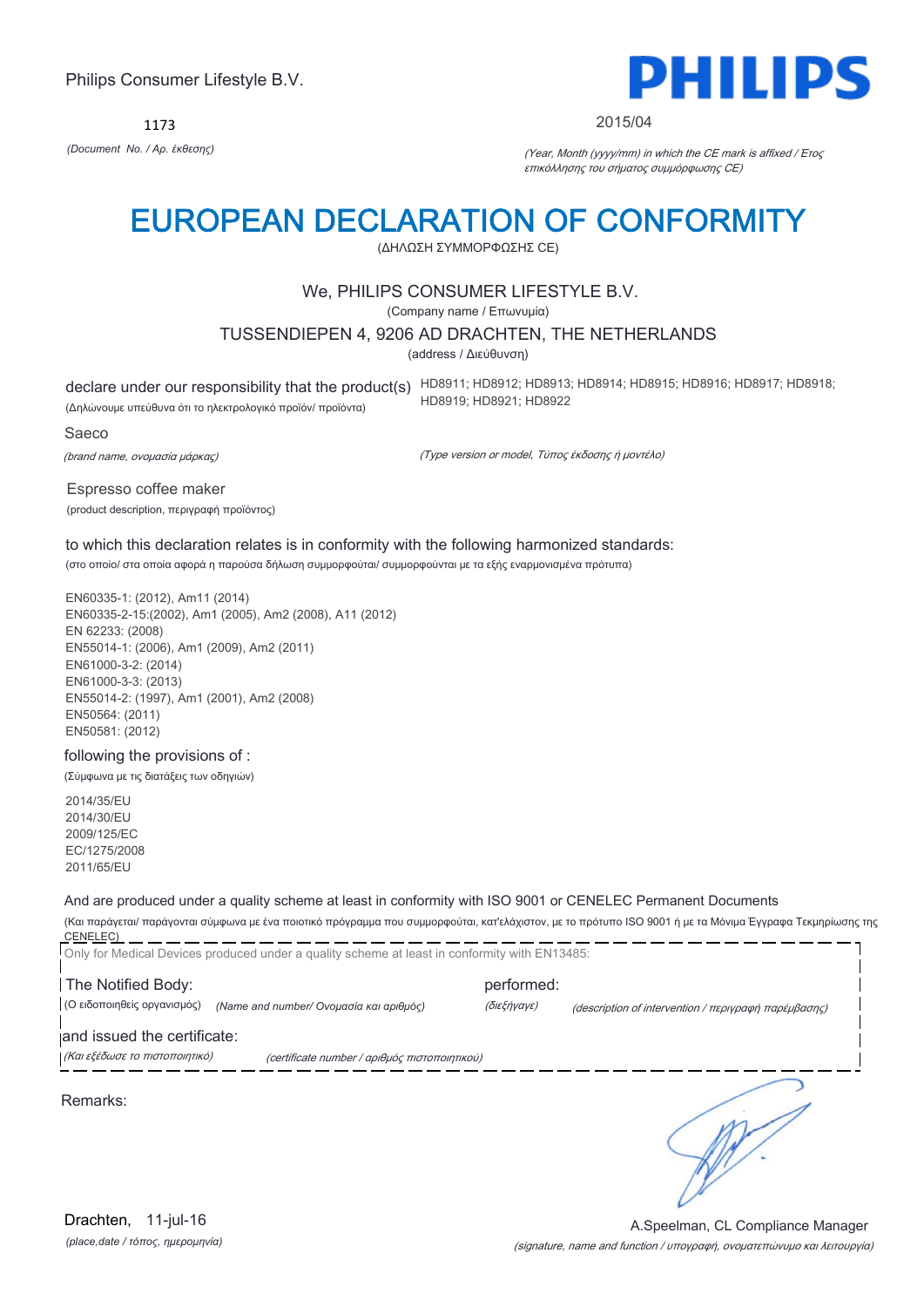Philips Consumer Lifestyle B.V.

**PHILIPS**

1173

*(Document No. / Αρ. έκθεσης)*

2015/04

*(Year, Month (yyyy/mm) in which the CE mark is affixed / Έτος επικόλλησης του σήματος συμμόρφωσης CE)*

# EUROPEAN DECLARATION OF CONFORMITY

(ΔΗΛΩΣΗ ΣΥΜΜΟΡΦΩΣΗΣ CE)

We, PHILIPS CONSUMER LIFESTYLE B.V.

(Company name / Επωνυμία)

TUSSENDIEPEN 4, 9206 AD DRACHTEN, THE NETHERLANDS

(address / Διεύθυνση)

declare under our responsibility that the product(s) HD8911; HD8912; HD8913; HD8914; HD8915; HD8916; HD8917; HD8918; HD8919; HD8921; HD8922

(Δηλώνουμε υπεύθυνα ότι το ηλεκτρολογικό προϊόν/ προϊόντα)

Saeco

*(brand name, ονομασία μάρκας)*

*(Type version or model, Τύπος έκδοσης ή μοντέλο)*

Espresso coffee maker

(product description, περιγραφή προϊόντος)

to which this declaration relates is in conformity with the following harmonized standards:

(στο οποίο/ στα οποία αφορά η παρούσα δήλωση συμμορφούται/ συμμορφούνται με τα εξής εναρμονισμένα πρότυπα)

EN60335-1: (2012), Am11 (2014)
EN60335-2-15:(2002), Am1 (2005), Am2 (2008), A11 (2012)
EN 62233: (2008)
EN55014-1: (2006), Am1 (2009), Am2 (2011)
EN61000-3-2: (2014)
EN61000-3-3: (2013)
EN55014-2: (1997), Am1 (2001), Am2 (2008)
EN50564: (2011)
EN50581: (2012)

following the provisions of :

(Σύμφωνα με τις διατάξεις των οδηγιών)

2014/35/EU
2014/30/EU
2009/125/EC
EC/1275/2008
2011/65/EU

And are produced under a quality scheme at least in conformity with ISO 9001 or CENELEC Permanent Documents

(Και παράγεται/ παράγονται σύμφωνα με ένα ποιοτικό πρόγραμμα που συμμορφούται, κατ'ελάχιστον, με το πρότυπο ISO 9001 ή με τα Μόνιμα Έγγραφα Τεκμηρίωσης της CENELEC)

Only for Medical Devices produced under a quality scheme at least in conformity with EN13485:

The Notified Body: performed:

(Ο ειδοποιηθείς οργανισμός) *(Name and number/ Ονομασία και αριθμός)* *(διεξήγαγε)* *(description of intervention / περιγραφή παρέμβασης)*

and issued the certificate:

*(Και εξέδωσε το πιστοποιητικό)* *(certificate number / αριθμός πιστοποιητικού)*

Remarks:

Drachten, 11-jul-16

*(place,date / τόπος, ημερομηνία)*

A.Speelman, CL Compliance Manager

*(signature, name and function / υπογραφή, ονοματεπώνυμο και λειτουργία)*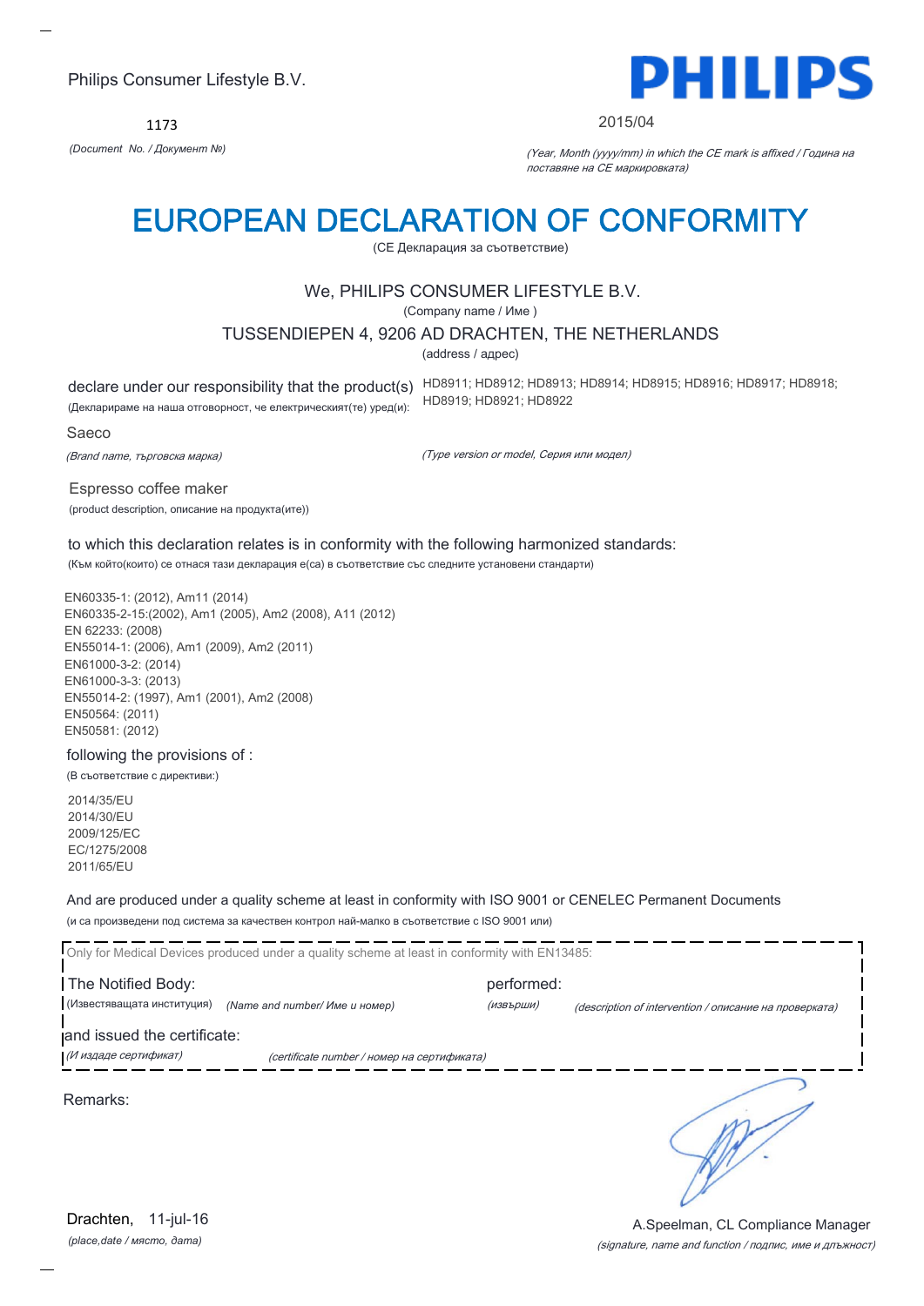Philips Consumer Lifestyle B.V.

PHILIPS

1173

*(Document No. / Документ №)*

2015/04

*(Year, Month (yyyy/mm) in which the CE mark is affixed / Година на поставяне на CE маркировката)*

# EUROPEAN DECLARATION OF CONFORMITY

(CE Декларация за съответствие)

We, PHILIPS CONSUMER LIFESTYLE B.V.

(Company name / Име )

TUSSENDIEPEN 4, 9206 AD DRACHTEN, THE NETHERLANDS

(address / адрес)

declare under our responsibility that the product(s)
(Декларираме на наша отговорност, че електрическият(те) уред(и):

HD8911; HD8912; HD8913; HD8914; HD8915; HD8916; HD8917; HD8918; HD8919; HD8921; HD8922

Saeco

*(Brand name, търговска марка)*

*(Type version or model, Серия или модел)*

Espresso coffee maker

(product description, описание на продукта(ите))

to which this declaration relates is in conformity with the following harmonized standards:

(Към който(които) се отнася тази декларация е(са) в съответствие със следните установени стандарти)

EN60335-1: (2012), Am11 (2014)
EN60335-2-15:(2002), Am1 (2005), Am2 (2008), A11 (2012)
EN 62233: (2008)
EN55014-1: (2006), Am1 (2009), Am2 (2011)
EN61000-3-2: (2014)
EN61000-3-3: (2013)
EN55014-2: (1997), Am1 (2001), Am2 (2008)
EN50564: (2011)
EN50581: (2012)

following the provisions of :

(В съответствие с директиви:)

2014/35/EU
2014/30/EU
2009/125/EC
EC/1275/2008
2011/65/EU

And are produced under a quality scheme at least in conformity with ISO 9001 or CENELEC Permanent Documents

(и са произведени под система за качествен контрол най-малко в съответствие с ISO 9001 или)

Only for Medical Devices produced under a quality scheme at least in conformity with EN13485:

The Notified Body: (Известяващата институция) *(Name and number/ Име и номер)*

performed: *(извърши)* *(description of intervention / описание на проверката)*

and issued the certificate:

*(И издаде сертификат)* *(certificate number / номер на сертификата)*

Remarks:

Drachten, 11-jul-16

*(place,date / място, дата)*

A.Speelman, CL Compliance Manager

*(signature, name and function / подпис, име и длъжност)*